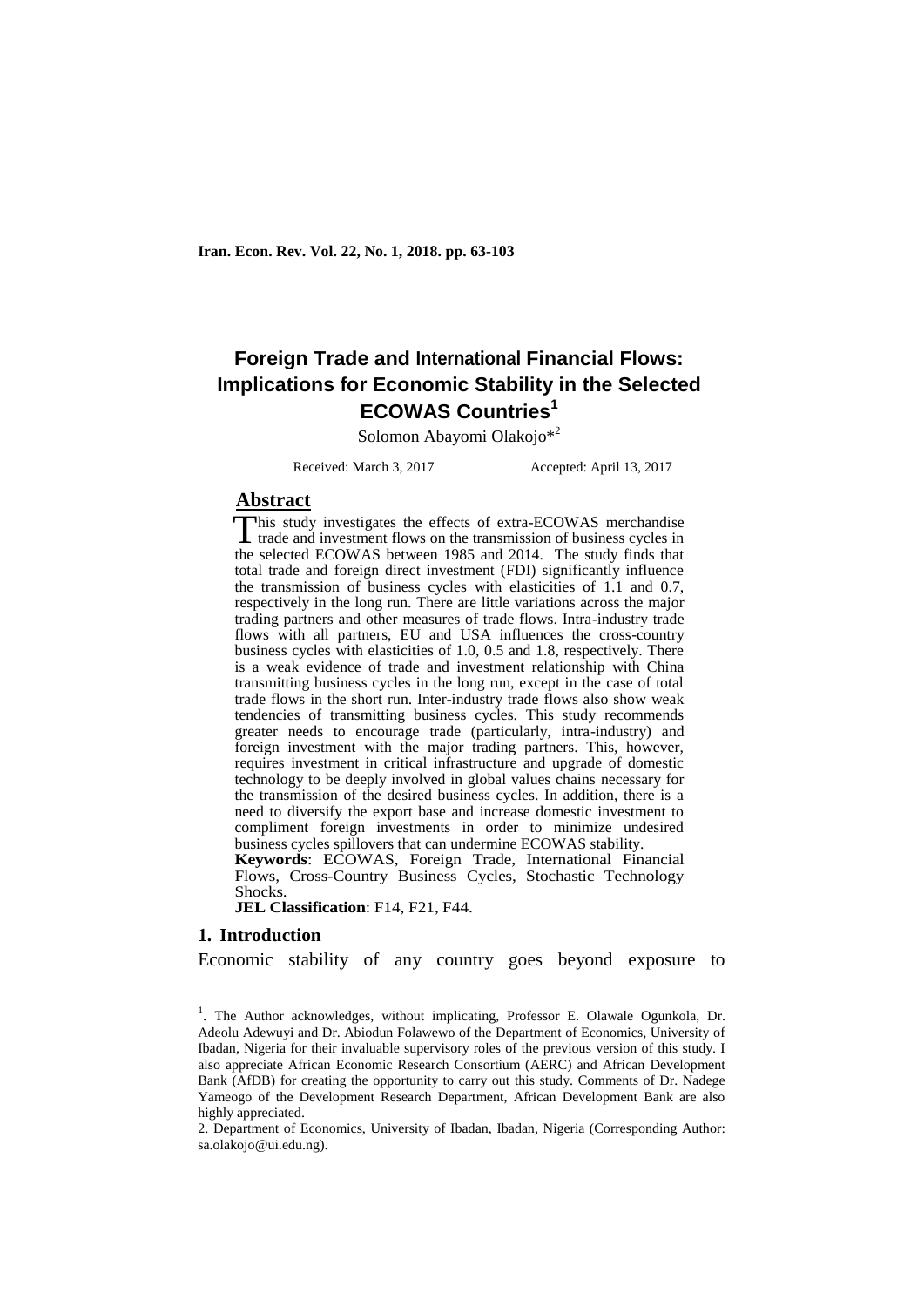# Foreign Trade and International Financial Flows: Implications for Economic Stability in the Selected ECOWAS Countries[1]

Solomon Abayomi Olakojo*[2]

Received: March 3, 2017 Accepted: April 13, 2017

## Abstract

This study investigates the effects of extra-ECOWAS merchandise trade and investment flows on the transmission of business cycles in the selected ECOWAS between 1985 and 2014. The study finds that total trade and foreign direct investment (FDI) significantly influence the transmission of business cycles with elasticities of 1.1 and 0.7, respectively in the long run. There are little variations across the major trading partners and other measures of trade flows. Intra-industry trade flows with all partners, EU and USA influences the cross-country business cycles with elasticities of 1.0, 0.5 and 1.8, respectively. There is a weak evidence of trade and investment relationship with China transmitting business cycles in the long run, except in the case of total trade flows in the short run. Inter-industry trade flows also show weak tendencies of transmitting business cycles. This study recommends greater needs to encourage trade (particularly, intra-industry) and foreign investment with the major trading partners. This, however, requires investment in critical infrastructure and upgrade of domestic technology to be deeply involved in global values chains necessary for the transmission of the desired business cycles. In addition, there is a need to diversify the export base and increase domestic investment to compliment foreign investments in order to minimize undesired business cycles spillovers that can undermine ECOWAS stability.

**Keywords**: ECOWAS, Foreign Trade, International Financial Flows, Cross-Country Business Cycles, Stochastic Technology Shocks.

**JEL Classification**: F14, F21, F44.

## 1. Introduction

Economic stability of any country goes beyond exposure to

---

1. The Author acknowledges, without implicating, Professor E. Olawale Ogunkola, Dr. Adeolu Adewuyi and Dr. Abiodun Folawewo of the Department of Economics, University of Ibadan, Nigeria for their invaluable supervisory roles of the previous version of this study. I also appreciate African Economic Research Consortium (AERC) and African Development Bank (AfDB) for creating the opportunity to carry out this study. Comments of Dr. Nadege Yameogo of the Development Research Department, African Development Bank are also highly appreciated.

2. Department of Economics, University of Ibadan, Ibadan, Nigeria (Corresponding Author: sa.olakojo@ui.edu.ng).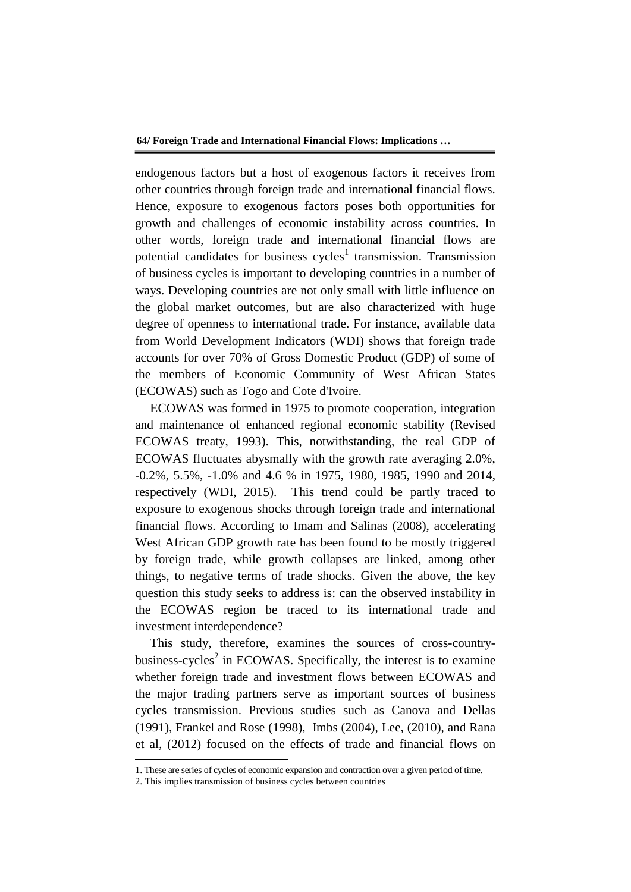endogenous factors but a host of exogenous factors it receives from other countries through foreign trade and international financial flows. Hence, exposure to exogenous factors poses both opportunities for growth and challenges of economic instability across countries. In other words, foreign trade and international financial flows are potential candidates for business cycles[1] transmission. Transmission of business cycles is important to developing countries in a number of ways. Developing countries are not only small with little influence on the global market outcomes, but are also characterized with huge degree of openness to international trade. For instance, available data from World Development Indicators (WDI) shows that foreign trade accounts for over 70% of Gross Domestic Product (GDP) of some of the members of Economic Community of West African States (ECOWAS) such as Togo and Cote d'Ivoire.

ECOWAS was formed in 1975 to promote cooperation, integration and maintenance of enhanced regional economic stability (Revised ECOWAS treaty, 1993). This, notwithstanding, the real GDP of ECOWAS fluctuates abysmally with the growth rate averaging 2.0%, -0.2%, 5.5%, -1.0% and 4.6 % in 1975, 1980, 1985, 1990 and 2014, respectively (WDI, 2015). This trend could be partly traced to exposure to exogenous shocks through foreign trade and international financial flows. According to Imam and Salinas (2008), accelerating West African GDP growth rate has been found to be mostly triggered by foreign trade, while growth collapses are linked, among other things, to negative terms of trade shocks. Given the above, the key question this study seeks to address is: can the observed instability in the ECOWAS region be traced to its international trade and investment interdependence?

This study, therefore, examines the sources of cross-country-business-cycles[2] in ECOWAS. Specifically, the interest is to examine whether foreign trade and investment flows between ECOWAS and the major trading partners serve as important sources of business cycles transmission. Previous studies such as Canova and Dellas (1991), Frankel and Rose (1998), Imbs (2004), Lee, (2010), and Rana et al, (2012) focused on the effects of trade and financial flows on

1. These are series of cycles of economic expansion and contraction over a given period of time.

2. This implies transmission of business cycles between countries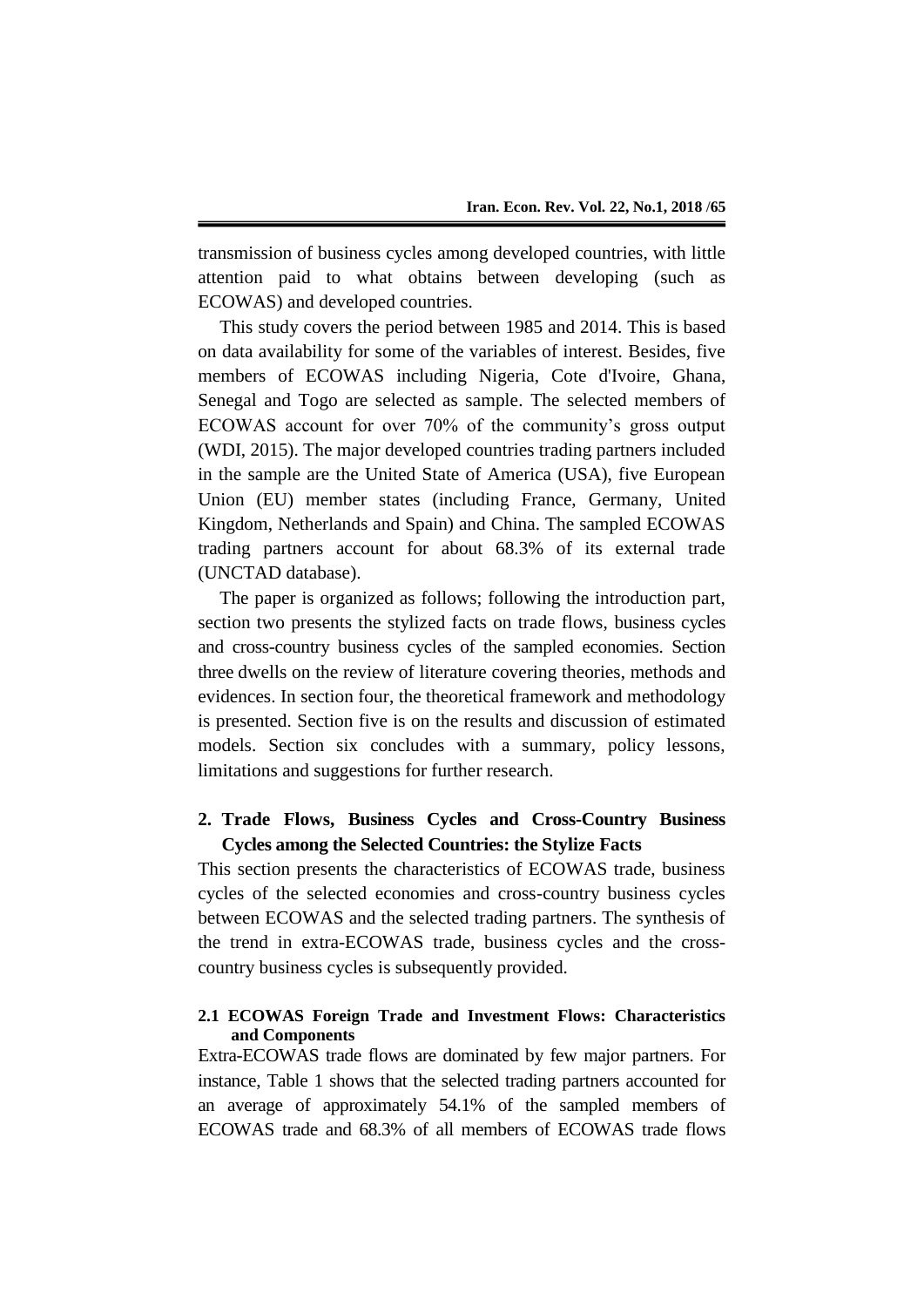transmission of business cycles among developed countries, with little attention paid to what obtains between developing (such as ECOWAS) and developed countries.

This study covers the period between 1985 and 2014. This is based on data availability for some of the variables of interest. Besides, five members of ECOWAS including Nigeria, Cote d'Ivoire, Ghana, Senegal and Togo are selected as sample. The selected members of ECOWAS account for over 70% of the community's gross output (WDI, 2015). The major developed countries trading partners included in the sample are the United State of America (USA), five European Union (EU) member states (including France, Germany, United Kingdom, Netherlands and Spain) and China. The sampled ECOWAS trading partners account for about 68.3% of its external trade (UNCTAD database).

The paper is organized as follows; following the introduction part, section two presents the stylized facts on trade flows, business cycles and cross-country business cycles of the sampled economies. Section three dwells on the review of literature covering theories, methods and evidences. In section four, the theoretical framework and methodology is presented. Section five is on the results and discussion of estimated models. Section six concludes with a summary, policy lessons, limitations and suggestions for further research.

## 2. Trade Flows, Business Cycles and Cross-Country Business Cycles among the Selected Countries: the Stylize Facts

This section presents the characteristics of ECOWAS trade, business cycles of the selected economies and cross-country business cycles between ECOWAS and the selected trading partners. The synthesis of the trend in extra-ECOWAS trade, business cycles and the cross-country business cycles is subsequently provided.

### 2.1 ECOWAS Foreign Trade and Investment Flows: Characteristics and Components

Extra-ECOWAS trade flows are dominated by few major partners. For instance, Table 1 shows that the selected trading partners accounted for an average of approximately 54.1% of the sampled members of ECOWAS trade and 68.3% of all members of ECOWAS trade flows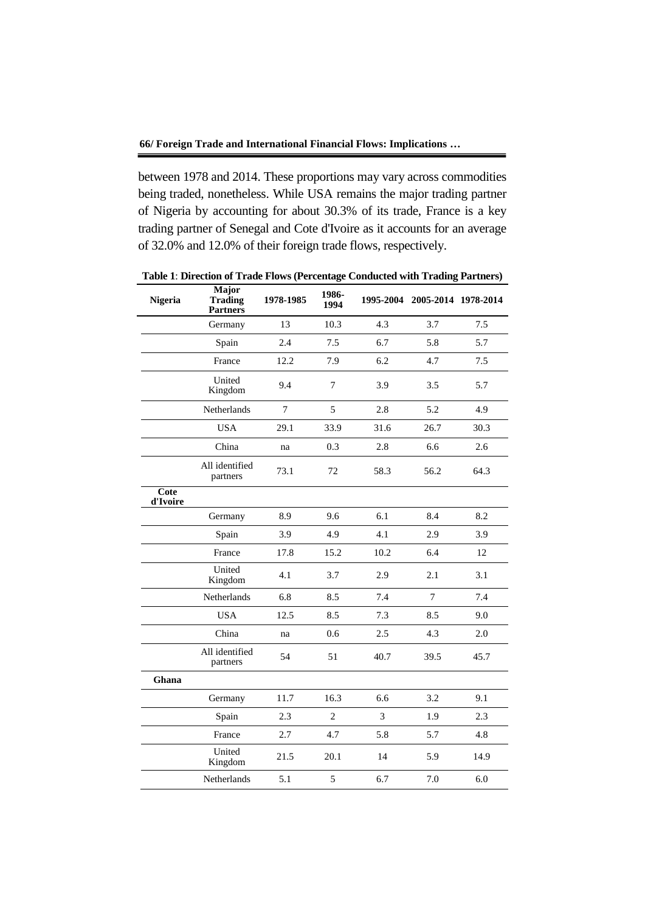between 1978 and 2014. These proportions may vary across commodities being traded, nonetheless. While USA remains the major trading partner of Nigeria by accounting for about 30.3% of its trade, France is a key trading partner of Senegal and Cote d'Ivoire as it accounts for an average of 32.0% and 12.0% of their foreign trade flows, respectively.

**Table 1**: **Direction of Trade Flows (Percentage Conducted with Trading Partners)**

| **Nigeria** | **Major Trading Partners** | **1978-1985** | **1986-1994** | **1995-2004** | **2005-2014** | **1978-2014** |
|---|---|---|---|---|---|---|
| | Germany | 13 | 10.3 | 4.3 | 3.7 | 7.5 |
| | Spain | 2.4 | 7.5 | 6.7 | 5.8 | 5.7 |
| | France | 12.2 | 7.9 | 6.2 | 4.7 | 7.5 |
| | United Kingdom | 9.4 | 7 | 3.9 | 3.5 | 5.7 |
| | Netherlands | 7 | 5 | 2.8 | 5.2 | 4.9 |
| | USA | 29.1 | 33.9 | 31.6 | 26.7 | 30.3 |
| | China | na | 0.3 | 2.8 | 6.6 | 2.6 |
| | All identified partners | 73.1 | 72 | 58.3 | 56.2 | 64.3 |
| **Cote d'Ivoire** | | | | | | |
| | Germany | 8.9 | 9.6 | 6.1 | 8.4 | 8.2 |
| | Spain | 3.9 | 4.9 | 4.1 | 2.9 | 3.9 |
| | France | 17.8 | 15.2 | 10.2 | 6.4 | 12 |
| | United Kingdom | 4.1 | 3.7 | 2.9 | 2.1 | 3.1 |
| | Netherlands | 6.8 | 8.5 | 7.4 | 7 | 7.4 |
| | USA | 12.5 | 8.5 | 7.3 | 8.5 | 9.0 |
| | China | na | 0.6 | 2.5 | 4.3 | 2.0 |
| | All identified partners | 54 | 51 | 40.7 | 39.5 | 45.7 |
| **Ghana** | | | | | | |
| | Germany | 11.7 | 16.3 | 6.6 | 3.2 | 9.1 |
| | Spain | 2.3 | 2 | 3 | 1.9 | 2.3 |
| | France | 2.7 | 4.7 | 5.8 | 5.7 | 4.8 |
| | United Kingdom | 21.5 | 20.1 | 14 | 5.9 | 14.9 |
| | Netherlands | 5.1 | 5 | 6.7 | 7.0 | 6.0 |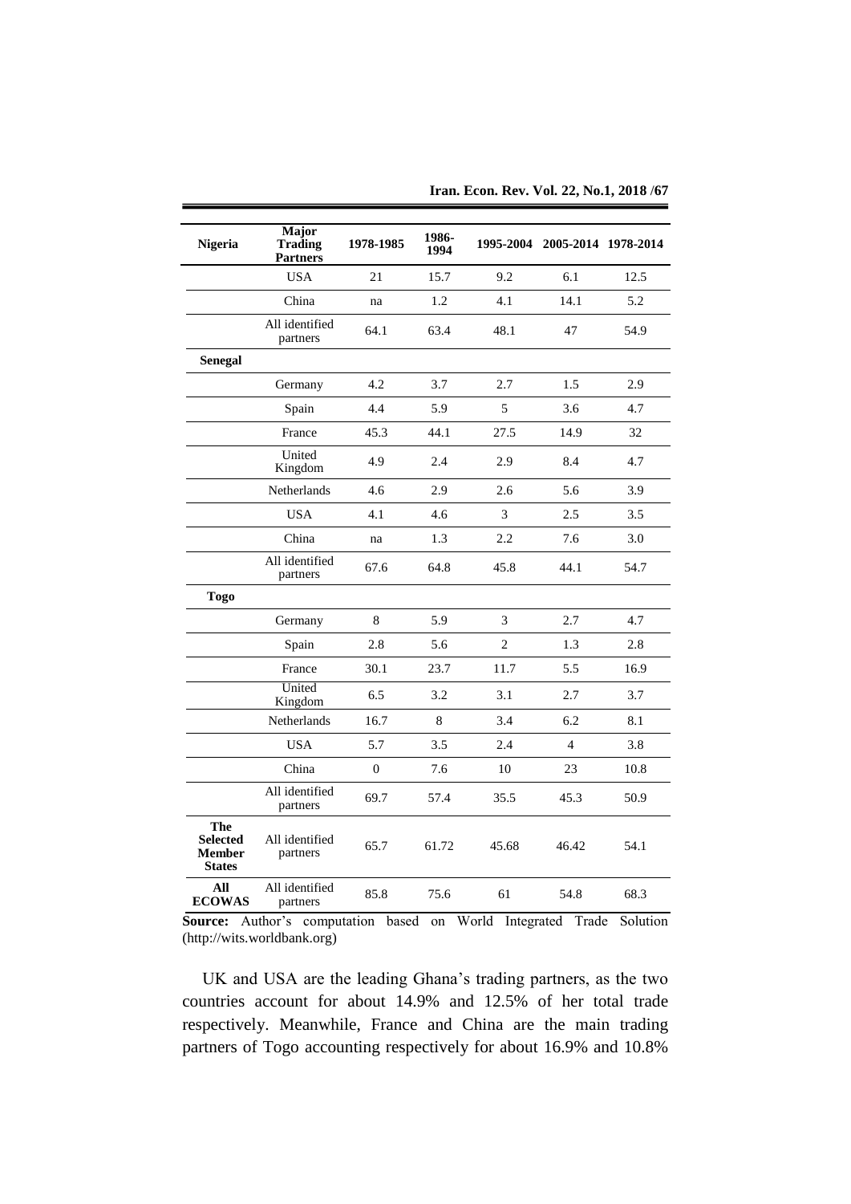| Nigeria | Major Trading Partners | 1978-1985 | 1986-1994 | 1995-2004 | 2005-2014 | 1978-2014 |
|---|---|---|---|---|---|---|
| | USA | 21 | 15.7 | 9.2 | 6.1 | 12.5 |
| | China | na | 1.2 | 4.1 | 14.1 | 5.2 |
| | All identified partners | 64.1 | 63.4 | 48.1 | 47 | 54.9 |
| **Senegal** | | | | | | |
| | Germany | 4.2 | 3.7 | 2.7 | 1.5 | 2.9 |
| | Spain | 4.4 | 5.9 | 5 | 3.6 | 4.7 |
| | France | 45.3 | 44.1 | 27.5 | 14.9 | 32 |
| | United Kingdom | 4.9 | 2.4 | 2.9 | 8.4 | 4.7 |
| | Netherlands | 4.6 | 2.9 | 2.6 | 5.6 | 3.9 |
| | USA | 4.1 | 4.6 | 3 | 2.5 | 3.5 |
| | China | na | 1.3 | 2.2 | 7.6 | 3.0 |
| | All identified partners | 67.6 | 64.8 | 45.8 | 44.1 | 54.7 |
| **Togo** | | | | | | |
| | Germany | 8 | 5.9 | 3 | 2.7 | 4.7 |
| | Spain | 2.8 | 5.6 | 2 | 1.3 | 2.8 |
| | France | 30.1 | 23.7 | 11.7 | 5.5 | 16.9 |
| | United Kingdom | 6.5 | 3.2 | 3.1 | 2.7 | 3.7 |
| | Netherlands | 16.7 | 8 | 3.4 | 6.2 | 8.1 |
| | USA | 5.7 | 3.5 | 2.4 | 4 | 3.8 |
| | China | 0 | 7.6 | 10 | 23 | 10.8 |
| | All identified partners | 69.7 | 57.4 | 35.5 | 45.3 | 50.9 |
| **The Selected Member States** | All identified partners | 65.7 | 61.72 | 45.68 | 46.42 | 54.1 |
| **All ECOWAS** | All identified partners | 85.8 | 75.6 | 61 | 54.8 | 68.3 |

**Source:** Author's computation based on World Integrated Trade Solution (http://wits.worldbank.org)

UK and USA are the leading Ghana's trading partners, as the two countries account for about 14.9% and 12.5% of her total trade respectively. Meanwhile, France and China are the main trading partners of Togo accounting respectively for about 16.9% and 10.8%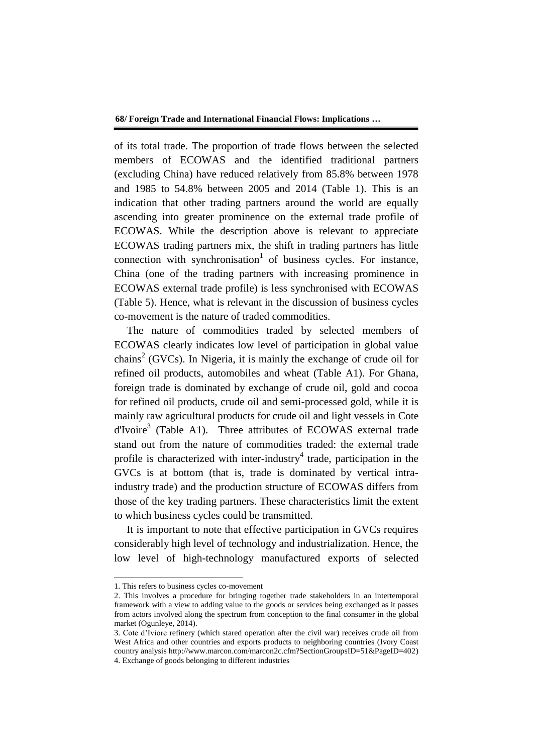of its total trade. The proportion of trade flows between the selected members of ECOWAS and the identified traditional partners (excluding China) have reduced relatively from 85.8% between 1978 and 1985 to 54.8% between 2005 and 2014 (Table 1). This is an indication that other trading partners around the world are equally ascending into greater prominence on the external trade profile of ECOWAS. While the description above is relevant to appreciate ECOWAS trading partners mix, the shift in trading partners has little connection with synchronisation[1] of business cycles. For instance, China (one of the trading partners with increasing prominence in ECOWAS external trade profile) is less synchronised with ECOWAS (Table 5). Hence, what is relevant in the discussion of business cycles co-movement is the nature of traded commodities.

The nature of commodities traded by selected members of ECOWAS clearly indicates low level of participation in global value chains[2] (GVCs). In Nigeria, it is mainly the exchange of crude oil for refined oil products, automobiles and wheat (Table A1). For Ghana, foreign trade is dominated by exchange of crude oil, gold and cocoa for refined oil products, crude oil and semi-processed gold, while it is mainly raw agricultural products for crude oil and light vessels in Cote d'Ivoire[3] (Table A1). Three attributes of ECOWAS external trade stand out from the nature of commodities traded: the external trade profile is characterized with inter-industry[4] trade, participation in the GVCs is at bottom (that is, trade is dominated by vertical intra-industry trade) and the production structure of ECOWAS differs from those of the key trading partners. These characteristics limit the extent to which business cycles could be transmitted.

It is important to note that effective participation in GVCs requires considerably high level of technology and industrialization. Hence, the low level of high-technology manufactured exports of selected

---

1. This refers to business cycles co-movement

2. This involves a procedure for bringing together trade stakeholders in an intertemporal framework with a view to adding value to the goods or services being exchanged as it passes from actors involved along the spectrum from conception to the final consumer in the global market (Ogunleye, 2014).

3. Cote d'Iviore refinery (which stared operation after the civil war) receives crude oil from West Africa and other countries and exports products to neighboring countries (Ivory Coast country analysis http://www.marcon.com/marcon2c.cfm?SectionGroupsID=51&PageID=402)

4. Exchange of goods belonging to different industries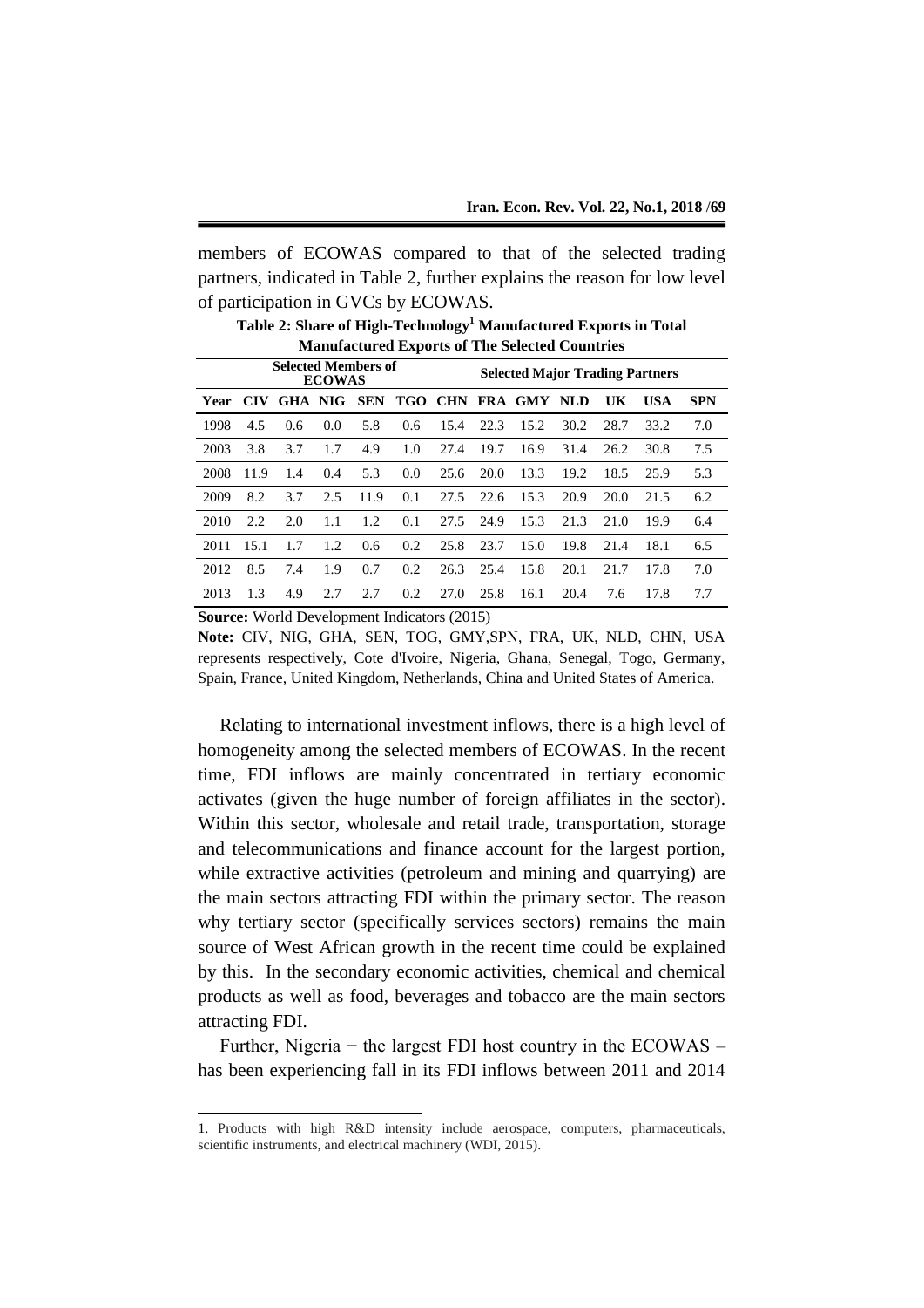members of ECOWAS compared to that of the selected trading partners, indicated in Table 2, further explains the reason for low level of participation in GVCs by ECOWAS.

**Table 2: Share of High-Technology[1] Manufactured Exports in Total Manufactured Exports of The Selected Countries**

| | Selected Members of ECOWAS | | | | | Selected Major Trading Partners | | | | | | |
|---|---|---|---|---|---|---|---|---|---|---|---|---|
| **Year** | **CIV** | **GHA** | **NIG** | **SEN** | **TGO** | **CHN** | **FRA** | **GMY** | **NLD** | **UK** | **USA** | **SPN** |
| 1998 | 4.5 | 0.6 | 0.0 | 5.8 | 0.6 | 15.4 | 22.3 | 15.2 | 30.2 | 28.7 | 33.2 | 7.0 |
| 2003 | 3.8 | 3.7 | 1.7 | 4.9 | 1.0 | 27.4 | 19.7 | 16.9 | 31.4 | 26.2 | 30.8 | 7.5 |
| 2008 | 11.9 | 1.4 | 0.4 | 5.3 | 0.0 | 25.6 | 20.0 | 13.3 | 19.2 | 18.5 | 25.9 | 5.3 |
| 2009 | 8.2 | 3.7 | 2.5 | 11.9 | 0.1 | 27.5 | 22.6 | 15.3 | 20.9 | 20.0 | 21.5 | 6.2 |
| 2010 | 2.2 | 2.0 | 1.1 | 1.2 | 0.1 | 27.5 | 24.9 | 15.3 | 21.3 | 21.0 | 19.9 | 6.4 |
| 2011 | 15.1 | 1.7 | 1.2 | 0.6 | 0.2 | 25.8 | 23.7 | 15.0 | 19.8 | 21.4 | 18.1 | 6.5 |
| 2012 | 8.5 | 7.4 | 1.9 | 0.7 | 0.2 | 26.3 | 25.4 | 15.8 | 20.1 | 21.7 | 17.8 | 7.0 |
| 2013 | 1.3 | 4.9 | 2.7 | 2.7 | 0.2 | 27.0 | 25.8 | 16.1 | 20.4 | 7.6 | 17.8 | 7.7 |

**Source:** World Development Indicators (2015)

**Note:** CIV, NIG, GHA, SEN, TOG, GMY,SPN, FRA, UK, NLD, CHN, USA represents respectively, Cote d'Ivoire, Nigeria, Ghana, Senegal, Togo, Germany, Spain, France, United Kingdom, Netherlands, China and United States of America.

Relating to international investment inflows, there is a high level of homogeneity among the selected members of ECOWAS. In the recent time, FDI inflows are mainly concentrated in tertiary economic activates (given the huge number of foreign affiliates in the sector). Within this sector, wholesale and retail trade, transportation, storage and telecommunications and finance account for the largest portion, while extractive activities (petroleum and mining and quarrying) are the main sectors attracting FDI within the primary sector. The reason why tertiary sector (specifically services sectors) remains the main source of West African growth in the recent time could be explained by this. In the secondary economic activities, chemical and chemical products as well as food, beverages and tobacco are the main sectors attracting FDI.

Further, Nigeria − the largest FDI host country in the ECOWAS – has been experiencing fall in its FDI inflows between 2011 and 2014

---

1. Products with high R&D intensity include aerospace, computers, pharmaceuticals, scientific instruments, and electrical machinery (WDI, 2015).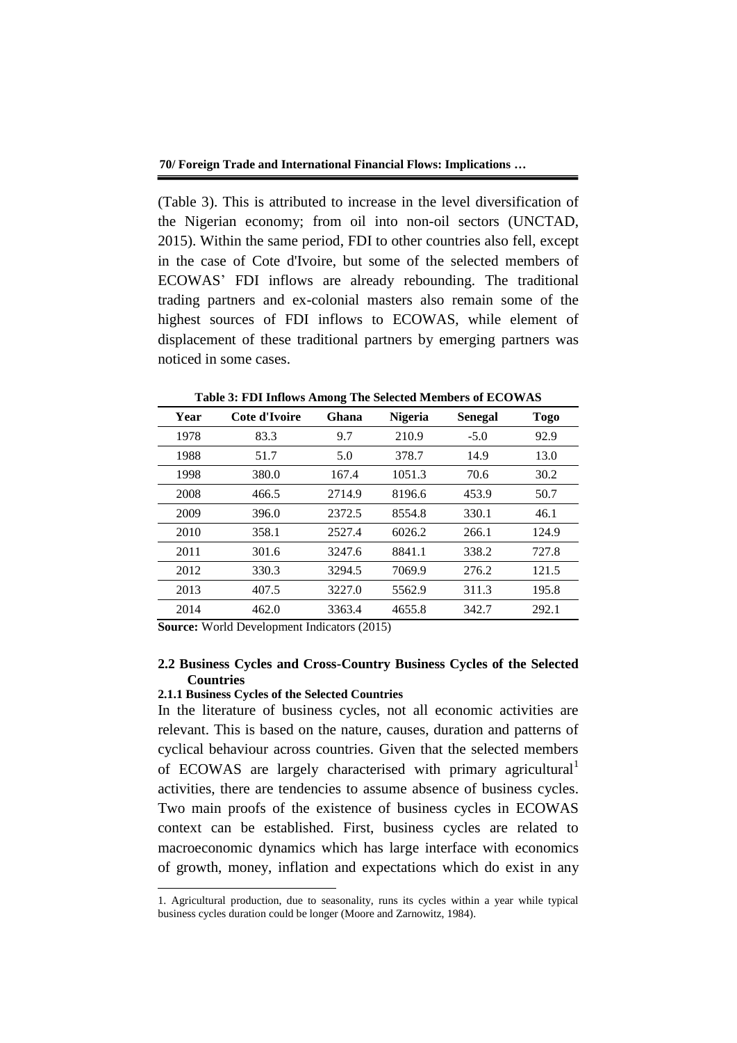(Table 3). This is attributed to increase in the level diversification of the Nigerian economy; from oil into non-oil sectors (UNCTAD, 2015). Within the same period, FDI to other countries also fell, except in the case of Cote d'Ivoire, but some of the selected members of ECOWAS' FDI inflows are already rebounding. The traditional trading partners and ex-colonial masters also remain some of the highest sources of FDI inflows to ECOWAS, while element of displacement of these traditional partners by emerging partners was noticed in some cases.

**Table 3: FDI Inflows Among The Selected Members of ECOWAS**

| Year | Cote d'Ivoire | Ghana | Nigeria | Senegal | Togo |
|---|---|---|---|---|---|
| 1978 | 83.3 | 9.7 | 210.9 | -5.0 | 92.9 |
| 1988 | 51.7 | 5.0 | 378.7 | 14.9 | 13.0 |
| 1998 | 380.0 | 167.4 | 1051.3 | 70.6 | 30.2 |
| 2008 | 466.5 | 2714.9 | 8196.6 | 453.9 | 50.7 |
| 2009 | 396.0 | 2372.5 | 8554.8 | 330.1 | 46.1 |
| 2010 | 358.1 | 2527.4 | 6026.2 | 266.1 | 124.9 |
| 2011 | 301.6 | 3247.6 | 8841.1 | 338.2 | 727.8 |
| 2012 | 330.3 | 3294.5 | 7069.9 | 276.2 | 121.5 |
| 2013 | 407.5 | 3227.0 | 5562.9 | 311.3 | 195.8 |
| 2014 | 462.0 | 3363.4 | 4655.8 | 342.7 | 292.1 |

**Source:** World Development Indicators (2015)

## 2.2 Business Cycles and Cross-Country Business Cycles of the Selected Countries

### 2.1.1 Business Cycles of the Selected Countries

In the literature of business cycles, not all economic activities are relevant. This is based on the nature, causes, duration and patterns of cyclical behaviour across countries. Given that the selected members of ECOWAS are largely characterised with primary agricultural[1] activities, there are tendencies to assume absence of business cycles. Two main proofs of the existence of business cycles in ECOWAS context can be established. First, business cycles are related to macroeconomic dynamics which has large interface with economics of growth, money, inflation and expectations which do exist in any

1. Agricultural production, due to seasonality, runs its cycles within a year while typical business cycles duration could be longer (Moore and Zarnowitz, 1984).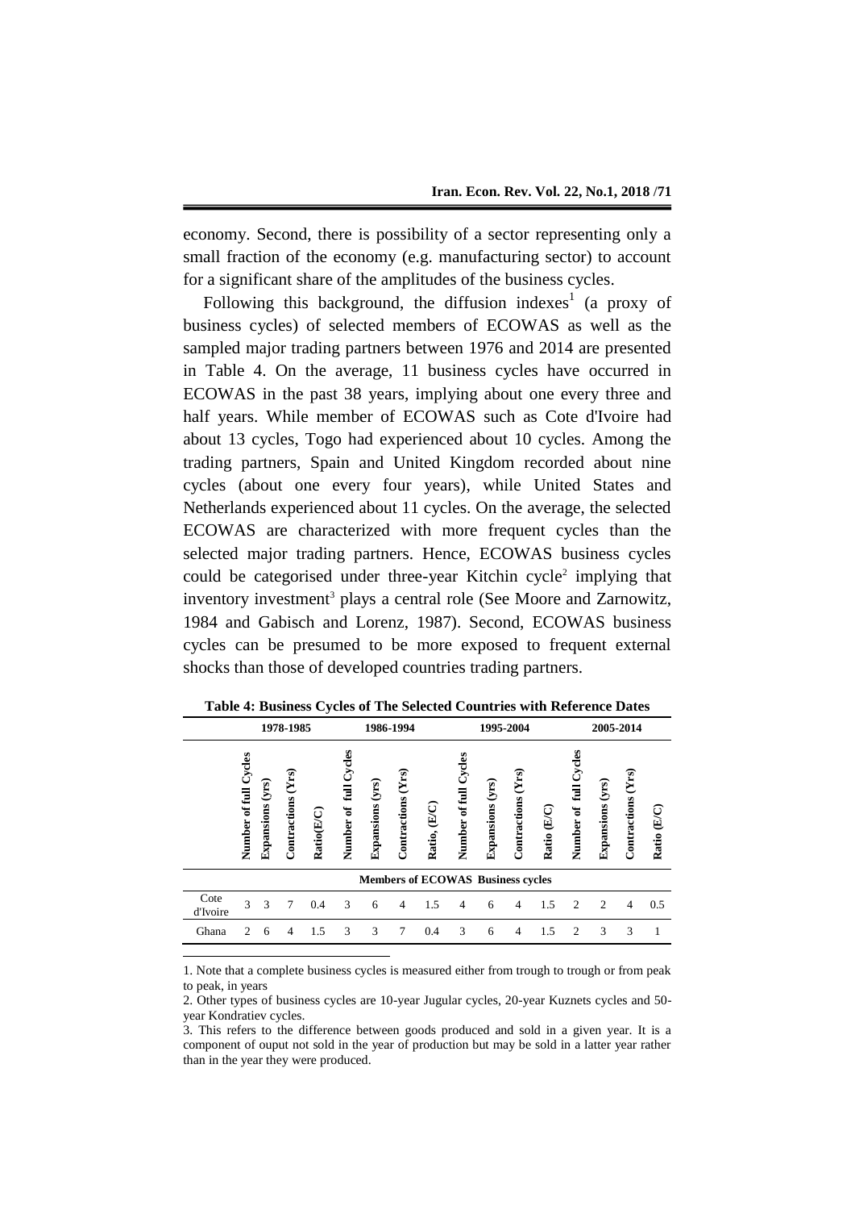economy. Second, there is possibility of a sector representing only a small fraction of the economy (e.g. manufacturing sector) to account for a significant share of the amplitudes of the business cycles.

Following this background, the diffusion indexes[1] (a proxy of business cycles) of selected members of ECOWAS as well as the sampled major trading partners between 1976 and 2014 are presented in Table 4. On the average, 11 business cycles have occurred in ECOWAS in the past 38 years, implying about one every three and half years. While member of ECOWAS such as Cote d'Ivoire had about 13 cycles, Togo had experienced about 10 cycles. Among the trading partners, Spain and United Kingdom recorded about nine cycles (about one every four years), while United States and Netherlands experienced about 11 cycles. On the average, the selected ECOWAS are characterized with more frequent cycles than the selected major trading partners. Hence, ECOWAS business cycles could be categorised under three-year Kitchin cycle[2] implying that inventory investment[3] plays a central role (See Moore and Zarnowitz, 1984 and Gabisch and Lorenz, 1987). Second, ECOWAS business cycles can be presumed to be more exposed to frequent external shocks than those of developed countries trading partners.

**Table 4: Business Cycles of The Selected Countries with Reference Dates**

| | 1978-1985 | | | | 1986-1994 | | | | 1995-2004 | | | | 2005-2014 | | | |
|---|---|---|---|---|---|---|---|---|---|---|---|---|---|---|---|---|
| | Number of full Cycles | Expansions (yrs) | Contractions (Yrs) | Ratio(E/C) | Number of full Cycles | Expansions (yrs) | Contractions (Yrs) | Ratio, (E/C) | Number of full Cycles | Expansions (yrs) | Contractions (Yrs) | Ratio (E/C) | Number of full Cycles | Expansions (yrs) | Contractions (Yrs) | Ratio (E/C) |
| **Members of ECOWAS Business cycles** | | | | | | | | | | | | | | | | |
| Cote d'Ivoire | 3 | 3 | 7 | 0.4 | 3 | 6 | 4 | 1.5 | 4 | 6 | 4 | 1.5 | 2 | 2 | 4 | 0.5 |
| Ghana | 2 | 6 | 4 | 1.5 | 3 | 3 | 7 | 0.4 | 3 | 6 | 4 | 1.5 | 2 | 3 | 3 | 1 |

1. Note that a complete business cycles is measured either from trough to trough or from peak to peak, in years

2. Other types of business cycles are 10-year Jugular cycles, 20-year Kuznets cycles and 50-year Kondratiev cycles.

3. This refers to the difference between goods produced and sold in a given year. It is a component of ouput not sold in the year of production but may be sold in a latter year rather than in the year they were produced.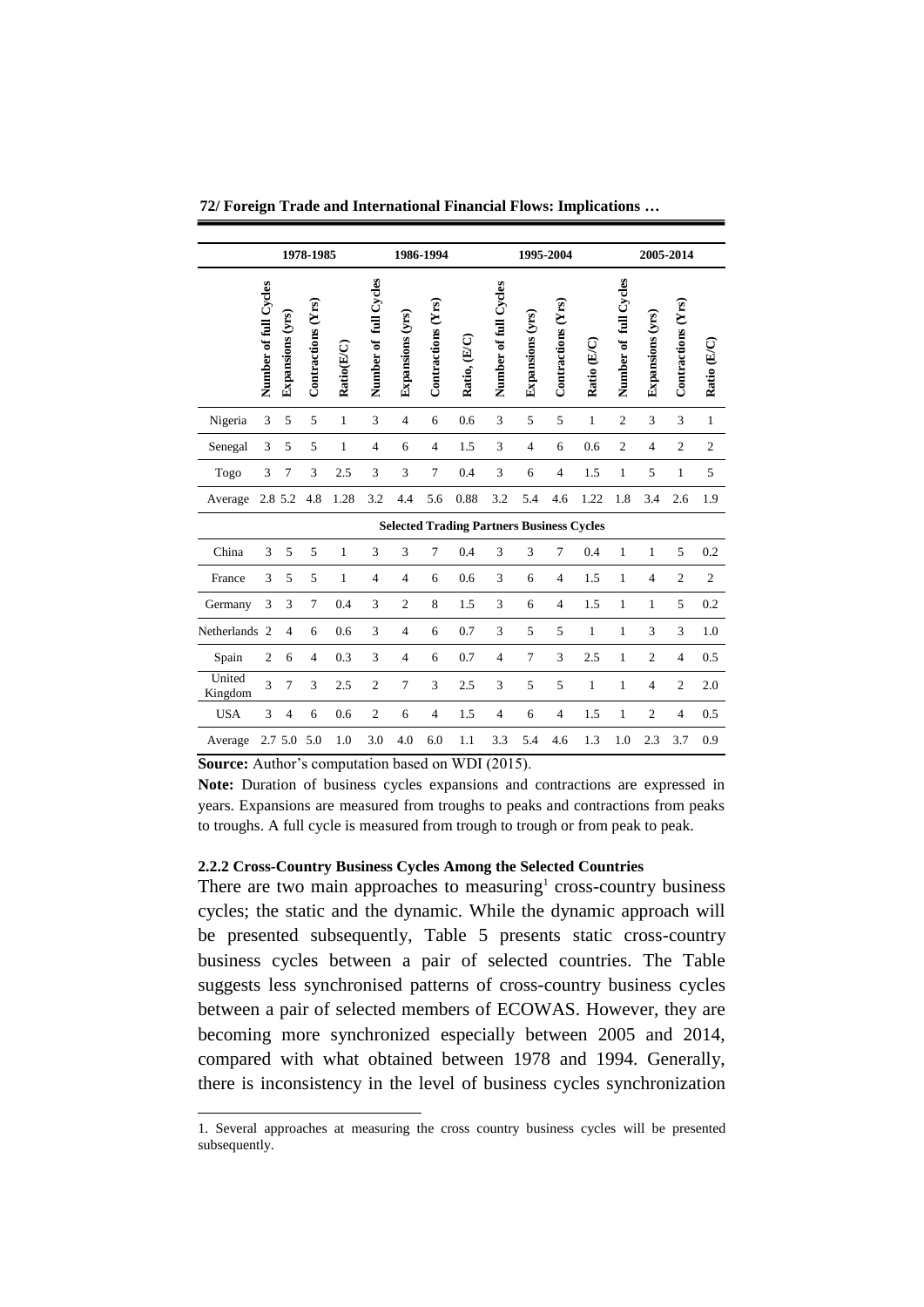| | 1978-1985 | | | | 1986-1994 | | | | 1995-2004 | | | | 2005-2014 | | | |
|---|---|---|---|---|---|---|---|---|---|---|---|---|---|---|---|---|
| | Number of full Cycles | Expansions (yrs) | Contractions (Yrs) | Ratio(E/C) | Number of full Cycles | Expansions (yrs) | Contractions (Yrs) | Ratio, (E/C) | Number of full Cycles | Expansions (yrs) | Contractions (Yrs) | Ratio (E/C) | Number of full Cycles | Expansions (yrs) | Contractions (Yrs) | Ratio (E/C) |
| Nigeria | 3 | 5 | 5 | 1 | 3 | 4 | 6 | 0.6 | 3 | 5 | 5 | 1 | 2 | 3 | 3 | 1 |
| Senegal | 3 | 5 | 5 | 1 | 4 | 6 | 4 | 1.5 | 3 | 4 | 6 | 0.6 | 2 | 4 | 2 | 2 |
| Togo | 3 | 7 | 3 | 2.5 | 3 | 3 | 7 | 0.4 | 3 | 6 | 4 | 1.5 | 1 | 5 | 1 | 5 |
| Average | 2.8 | 5.2 | 4.8 | 1.28 | 3.2 | 4.4 | 5.6 | 0.88 | 3.2 | 5.4 | 4.6 | 1.22 | 1.8 | 3.4 | 2.6 | 1.9 |
| **Selected Trading Partners Business Cycles** | | | | | | | | | | | | | | | | |
| China | 3 | 5 | 5 | 1 | 3 | 3 | 7 | 0.4 | 3 | 3 | 7 | 0.4 | 1 | 1 | 5 | 0.2 |
| France | 3 | 5 | 5 | 1 | 4 | 4 | 6 | 0.6 | 3 | 6 | 4 | 1.5 | 1 | 4 | 2 | 2 |
| Germany | 3 | 3 | 7 | 0.4 | 3 | 2 | 8 | 1.5 | 3 | 6 | 4 | 1.5 | 1 | 1 | 5 | 0.2 |
| Netherlands | 2 | 4 | 6 | 0.6 | 3 | 4 | 6 | 0.7 | 3 | 5 | 5 | 1 | 1 | 3 | 3 | 1.0 |
| Spain | 2 | 6 | 4 | 0.3 | 3 | 4 | 6 | 0.7 | 4 | 7 | 3 | 2.5 | 1 | 2 | 4 | 0.5 |
| United Kingdom | 3 | 7 | 3 | 2.5 | 2 | 7 | 3 | 2.5 | 3 | 5 | 5 | 1 | 1 | 4 | 2 | 2.0 |
| USA | 3 | 4 | 6 | 0.6 | 2 | 6 | 4 | 1.5 | 4 | 6 | 4 | 1.5 | 1 | 2 | 4 | 0.5 |
| Average | 2.7 | 5.0 | 5.0 | 1.0 | 3.0 | 4.0 | 6.0 | 1.1 | 3.3 | 5.4 | 4.6 | 1.3 | 1.0 | 2.3 | 3.7 | 0.9 |

**Source:** Author's computation based on WDI (2015).

**Note:** Duration of business cycles expansions and contractions are expressed in years. Expansions are measured from troughs to peaks and contractions from peaks to troughs. A full cycle is measured from trough to trough or from peak to peak.

#### 2.2.2 Cross-Country Business Cycles Among the Selected Countries

There are two main approaches to measuring[1] cross-country business cycles; the static and the dynamic. While the dynamic approach will be presented subsequently, Table 5 presents static cross-country business cycles between a pair of selected countries. The Table suggests less synchronised patterns of cross-country business cycles between a pair of selected members of ECOWAS. However, they are becoming more synchronized especially between 2005 and 2014, compared with what obtained between 1978 and 1994. Generally, there is inconsistency in the level of business cycles synchronization

1. Several approaches at measuring the cross country business cycles will be presented subsequently.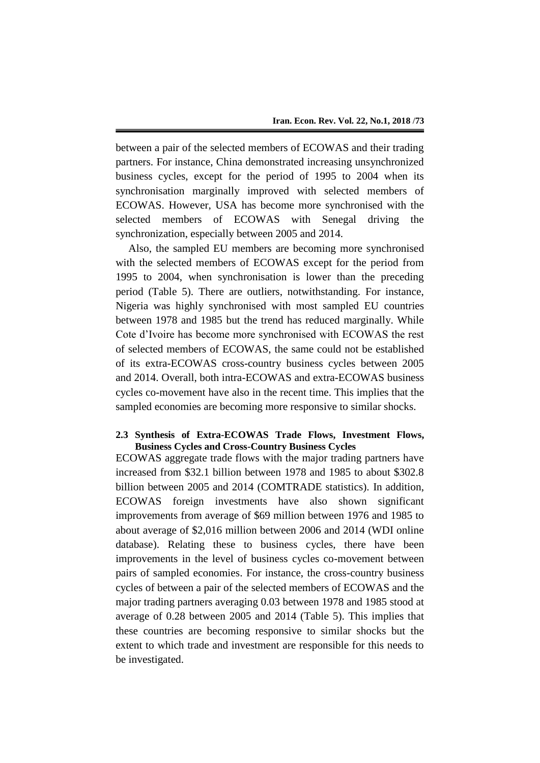between a pair of the selected members of ECOWAS and their trading partners. For instance, China demonstrated increasing unsynchronized business cycles, except for the period of 1995 to 2004 when its synchronisation marginally improved with selected members of ECOWAS. However, USA has become more synchronised with the selected members of ECOWAS with Senegal driving the synchronization, especially between 2005 and 2014.

Also, the sampled EU members are becoming more synchronised with the selected members of ECOWAS except for the period from 1995 to 2004, when synchronisation is lower than the preceding period (Table 5). There are outliers, notwithstanding. For instance, Nigeria was highly synchronised with most sampled EU countries between 1978 and 1985 but the trend has reduced marginally. While Cote d'Ivoire has become more synchronised with ECOWAS the rest of selected members of ECOWAS, the same could not be established of its extra-ECOWAS cross-country business cycles between 2005 and 2014. Overall, both intra-ECOWAS and extra-ECOWAS business cycles co-movement have also in the recent time. This implies that the sampled economies are becoming more responsive to similar shocks.

### 2.3 Synthesis of Extra-ECOWAS Trade Flows, Investment Flows, Business Cycles and Cross-Country Business Cycles

ECOWAS aggregate trade flows with the major trading partners have increased from $32.1 billion between 1978 and 1985 to about $302.8 billion between 2005 and 2014 (COMTRADE statistics). In addition, ECOWAS foreign investments have also shown significant improvements from average of $69 million between 1976 and 1985 to about average of $2,016 million between 2006 and 2014 (WDI online database). Relating these to business cycles, there have been improvements in the level of business cycles co-movement between pairs of sampled economies. For instance, the cross-country business cycles of between a pair of the selected members of ECOWAS and the major trading partners averaging 0.03 between 1978 and 1985 stood at average of 0.28 between 2005 and 2014 (Table 5). This implies that these countries are becoming responsive to similar shocks but the extent to which trade and investment are responsible for this needs to be investigated.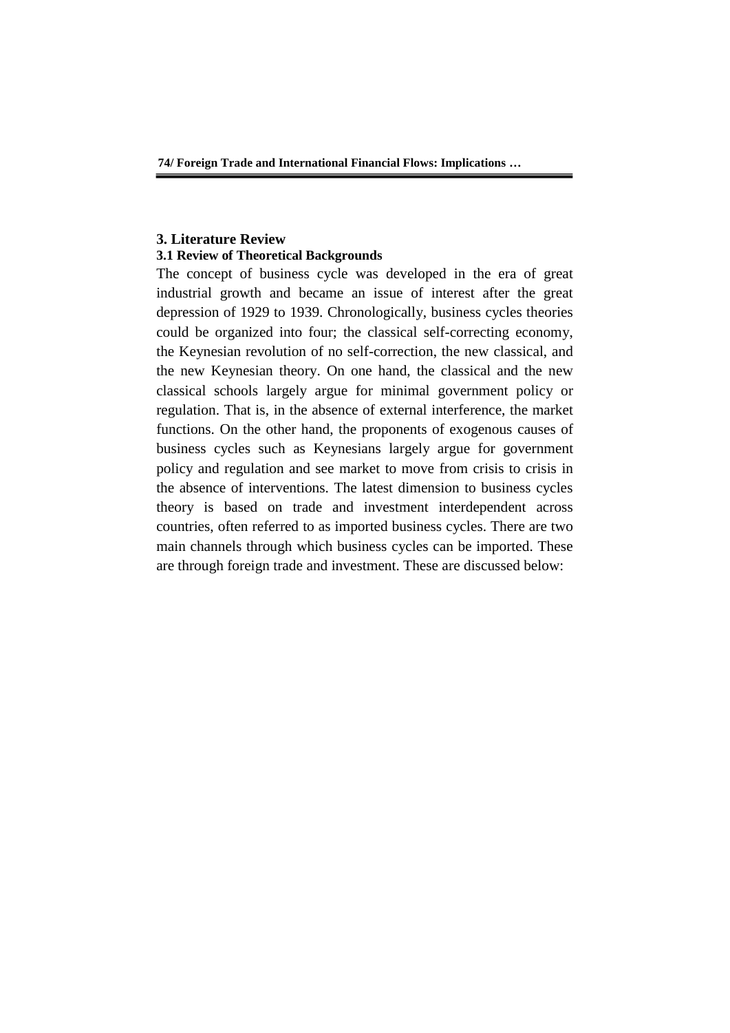## 3. Literature Review

### 3.1 Review of Theoretical Backgrounds

The concept of business cycle was developed in the era of great industrial growth and became an issue of interest after the great depression of 1929 to 1939. Chronologically, business cycles theories could be organized into four; the classical self-correcting economy, the Keynesian revolution of no self-correction, the new classical, and the new Keynesian theory. On one hand, the classical and the new classical schools largely argue for minimal government policy or regulation. That is, in the absence of external interference, the market functions. On the other hand, the proponents of exogenous causes of business cycles such as Keynesians largely argue for government policy and regulation and see market to move from crisis to crisis in the absence of interventions. The latest dimension to business cycles theory is based on trade and investment interdependent across countries, often referred to as imported business cycles. There are two main channels through which business cycles can be imported. These are through foreign trade and investment. These are discussed below: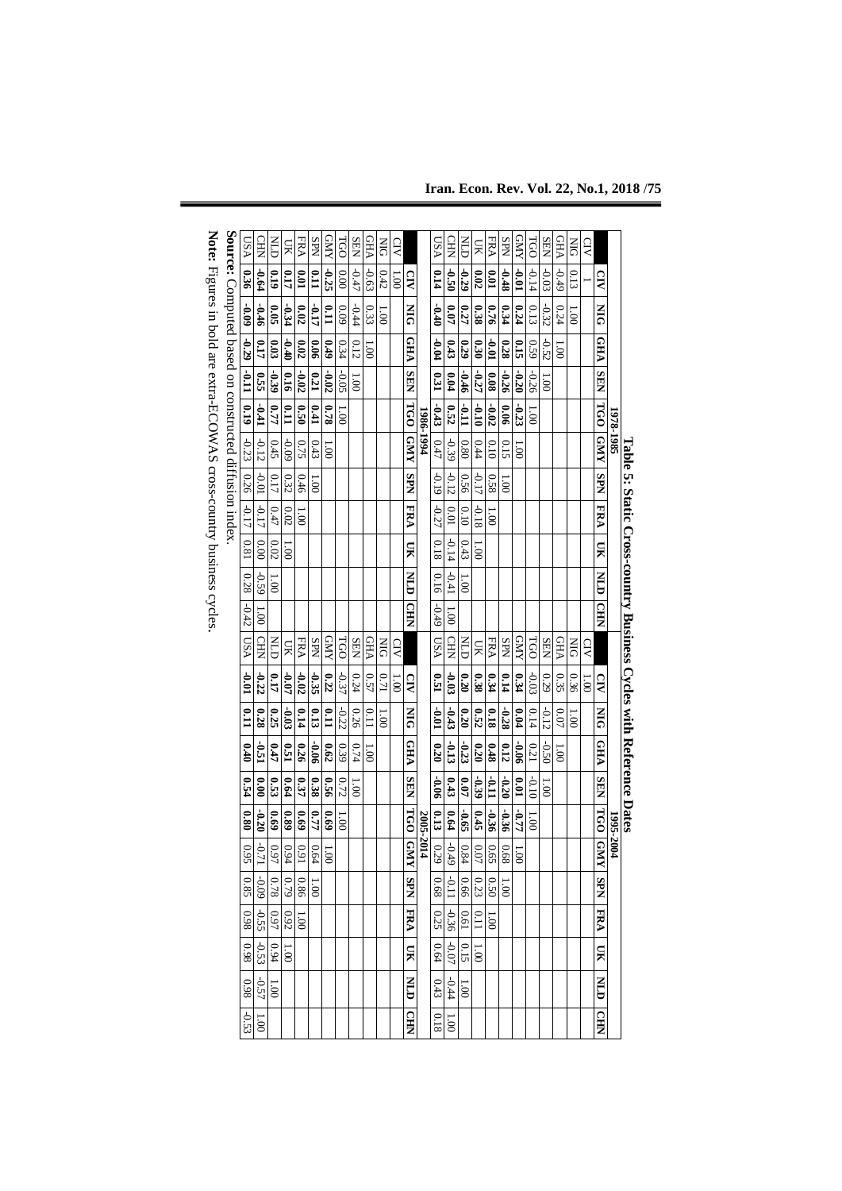**Table 5: Static Cross-country Business Cycles with Reference Dates**

| 1978-1985 | CIV | NIG | GHA | SEN | TGO | GMY | SPN | FRA | UK | NLD | CHN |
|---|---|---|---|---|---|---|---|---|---|---|---|
| CIV | 1 | | | | | | | | | | |
| NIG | 0.13 | 1.00 | | | | | | | | | |
| GHA | -0.49 | 0.24 | 1.00 | | | | | | | | |
| SEN | -0.03 | -0.32 | -0.52 | 1.00 | | | | | | | |
| TGO | -0.14 | 0.13 | 0.59 | -0.26 | 1.00 | | | | | | |
| GMY | **-0.01** | **0.24** | **0.15** | **-0.20** | **-0.23** | 1.00 | | | | | |
| SPN | **-0.48** | **0.34** | **0.28** | **-0.26** | **0.06** | 0.15 | 1.00 | | | | |
| FRA | **0.01** | **0.76** | **-0.01** | **0.08** | **-0.02** | 0.10 | 0.58 | 1.00 | | | |
| UK | **0.02** | **0.38** | **0.30** | **-0.27** | **-0.10** | 0.44 | -0.17 | -0.18 | 1.00 | | |
| NLD | **-0.29** | **0.27** | **0.29** | **-0.46** | **-0.11** | 0.80 | 0.56 | 0.10 | 0.43 | 1.00 | |
| CHN | **-0.50** | **0.07** | **0.43** | **0.04** | **0.52** | -0.39 | -0.12 | 0.01 | -0.14 | -0.41 | 1.00 |
| USA | **0.14** | **-0.40** | **-0.04** | **0.31** | **-0.43** | 0.47 | -0.19 | -0.27 | 0.18 | 0.16 | -0.49 |

| 1995-2004 | CIV | NIG | GHA | SEN | TGO | GMY | SPN | FRA | UK | NLD | CHN |
|---|---|---|---|---|---|---|---|---|---|---|---|
| CIV | 1.00 | | | | | | | | | | |
| NIG | 0.36 | 1.00 | | | | | | | | | |
| GHA | 0.35 | 0.07 | 1.00 | | | | | | | | |
| SEN | 0.29 | -0.12 | -0.50 | 1.00 | | | | | | | |
| TGO | -0.03 | 0.14 | 0.21 | -0.10 | 1.00 | | | | | | |
| GMY | **0.34** | **0.04** | **-0.06** | **0.01** | **-0.77** | 1.00 | | | | | |
| SPN | **0.14** | **-0.28** | **0.12** | **-0.20** | **-0.36** | 0.68 | 1.00 | | | | |
| FRA | **0.34** | **0.18** | **0.48** | **-0.11** | **-0.36** | 0.65 | 0.50 | 1.00 | | | |
| UK | **0.38** | **0.52** | **0.20** | **-0.39** | **0.45** | 0.07 | 0.23 | 0.11 | 1.00 | | |
| NLD | **0.20** | **0.20** | **-0.23** | **0.07** | **-0.65** | 0.84 | 0.66 | 0.61 | 0.15 | 1.00 | |
| CHN | **-0.03** | **-0.43** | **-0.13** | **0.43** | **0.64** | -0.49 | -0.11 | -0.36 | -0.07 | -0.44 | 1.00 |
| USA | **0.51** | **-0.01** | **0.20** | **-0.06** | **0.13** | 0.29 | 0.68 | 0.25 | 0.64 | 0.43 | 0.18 |

| 1986-1994 | CIV | NIG | GHA | SEN | TGO | GMY | SPN | FRA | UK | NLD | CHN |
|---|---|---|---|---|---|---|---|---|---|---|---|
| CIV | 1.00 | | | | | | | | | | |
| NIG | 0.42 | 1.00 | | | | | | | | | |
| GHA | -0.63 | 0.33 | 1.00 | | | | | | | | |
| SEN | -0.47 | -0.44 | 0.12 | 1.00 | | | | | | | |
| TGO | 0.00 | 0.09 | 0.34 | -0.05 | 1.00 | | | | | | |
| GMY | **-0.25** | **0.11** | **0.49** | **-0.02** | **0.78** | 1.00 | | | | | |
| SPN | **0.11** | **-0.17** | **0.06** | **0.21** | **0.41** | 0.43 | 1.00 | | | | |
| FRA | **0.01** | **0.02** | **0.02** | **-0.02** | **0.50** | 0.75 | 0.46 | 1.00 | | | |
| UK | **0.17** | **-0.34** | **-0.40** | **0.16** | **0.11** | -0.09 | 0.32 | 0.02 | 1.00 | | |
| NLD | **0.19** | **0.05** | **0.03** | **-0.39** | **0.77** | 0.45 | 0.17 | 0.47 | 0.02 | 1.00 | |
| CHN | **-0.64** | **-0.46** | **0.17** | **0.55** | **-0.41** | -0.12 | -0.01 | -0.17 | 0.00 | -0.59 | 1.00 |
| USA | **0.36** | **-0.09** | **-0.29** | **-0.11** | **0.19** | -0.23 | 0.26 | -0.17 | 0.81 | 0.28 | -0.42 |

| 2005-2014 | CIV | NIG | GHA | SEN | TGO | GMY | SPN | FRA | UK | NLD | CHN |
|---|---|---|---|---|---|---|---|---|---|---|---|
| CIV | 1.00 | | | | | | | | | | |
| NIG | 0.71 | 1.00 | | | | | | | | | |
| GHA | 0.57 | 0.11 | 1.00 | | | | | | | | |
| SEN | 0.24 | 0.26 | 0.74 | 1.00 | | | | | | | |
| TGO | -0.37 | -0.22 | 0.39 | 0.72 | 1.00 | | | | | | |
| GMY | **0.22** | **0.11** | **0.62** | **0.56** | **0.69** | 1.00 | | | | | |
| SPN | **-0.35** | **0.13** | **-0.06** | **0.38** | **0.77** | 0.64 | 1.00 | | | | |
| FRA | **-0.02** | **0.14** | **0.26** | **0.37** | **0.69** | 0.91 | 0.86 | 1.00 | | | |
| UK | **-0.07** | **-0.03** | **0.51** | **0.64** | **0.89** | 0.94 | 0.79 | 0.92 | 1.00 | | |
| NLD | **0.17** | **0.25** | **0.47** | **0.53** | **0.69** | 0.97 | 0.78 | 0.97 | 0.94 | 1.00 | |
| CHN | **-0.22** | **0.28** | **-0.51** | **0.00** | **-0.20** | -0.71 | -0.09 | -0.55 | -0.53 | -0.57 | 1.00 |
| USA | **-0.01** | **0.11** | **0.40** | **0.54** | **0.80** | 0.95 | 0.85 | 0.98 | 0.98 | 0.98 | -0.53 |

**Source:** Computed based on constructed diffusion index.

**Note:** Figures in bold are extra-ECOWAS cross-country business cycles.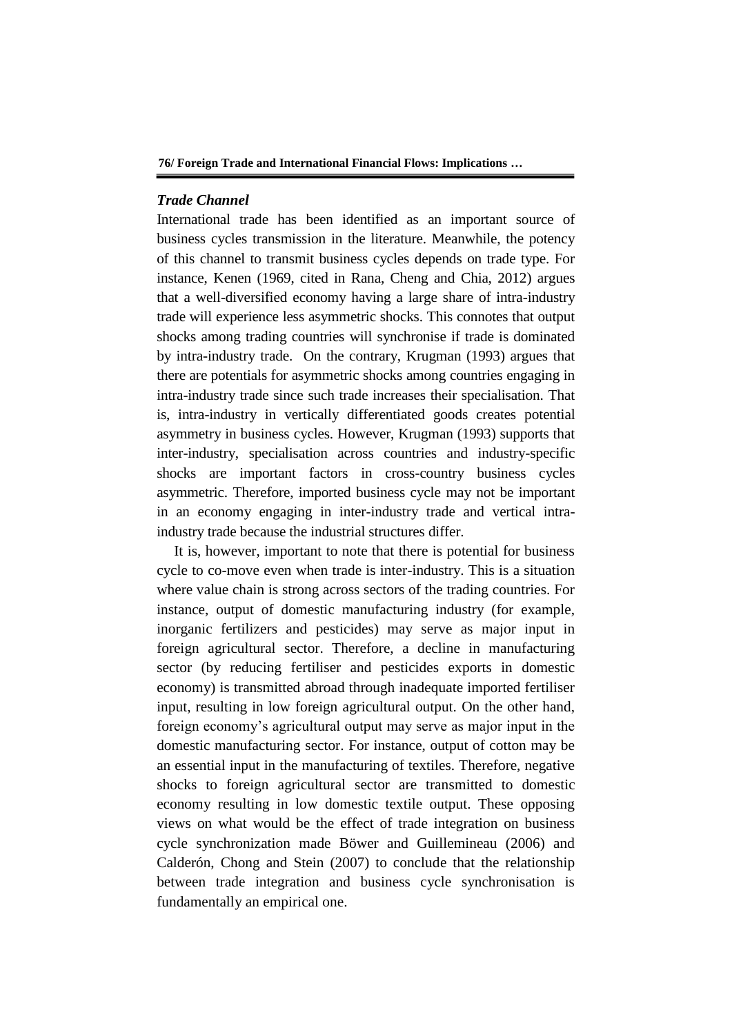### *Trade Channel*

International trade has been identified as an important source of business cycles transmission in the literature. Meanwhile, the potency of this channel to transmit business cycles depends on trade type. For instance, Kenen (1969, cited in Rana, Cheng and Chia, 2012) argues that a well-diversified economy having a large share of intra-industry trade will experience less asymmetric shocks. This connotes that output shocks among trading countries will synchronise if trade is dominated by intra-industry trade. On the contrary, Krugman (1993) argues that there are potentials for asymmetric shocks among countries engaging in intra-industry trade since such trade increases their specialisation. That is, intra-industry in vertically differentiated goods creates potential asymmetry in business cycles. However, Krugman (1993) supports that inter-industry, specialisation across countries and industry-specific shocks are important factors in cross-country business cycles asymmetric. Therefore, imported business cycle may not be important in an economy engaging in inter-industry trade and vertical intra-industry trade because the industrial structures differ.

It is, however, important to note that there is potential for business cycle to co-move even when trade is inter-industry. This is a situation where value chain is strong across sectors of the trading countries. For instance, output of domestic manufacturing industry (for example, inorganic fertilizers and pesticides) may serve as major input in foreign agricultural sector. Therefore, a decline in manufacturing sector (by reducing fertiliser and pesticides exports in domestic economy) is transmitted abroad through inadequate imported fertiliser input, resulting in low foreign agricultural output. On the other hand, foreign economy's agricultural output may serve as major input in the domestic manufacturing sector. For instance, output of cotton may be an essential input in the manufacturing of textiles. Therefore, negative shocks to foreign agricultural sector are transmitted to domestic economy resulting in low domestic textile output. These opposing views on what would be the effect of trade integration on business cycle synchronization made Böwer and Guillemineau (2006) and Calderón, Chong and Stein (2007) to conclude that the relationship between trade integration and business cycle synchronisation is fundamentally an empirical one.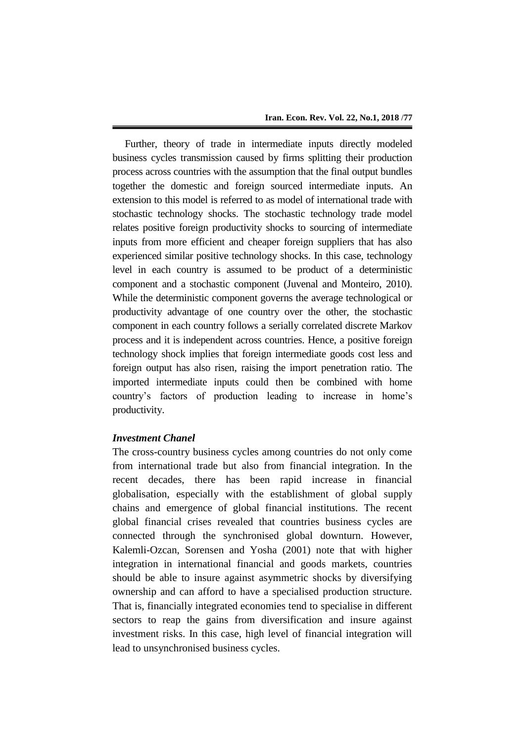Further, theory of trade in intermediate inputs directly modeled business cycles transmission caused by firms splitting their production process across countries with the assumption that the final output bundles together the domestic and foreign sourced intermediate inputs. An extension to this model is referred to as model of international trade with stochastic technology shocks. The stochastic technology trade model relates positive foreign productivity shocks to sourcing of intermediate inputs from more efficient and cheaper foreign suppliers that has also experienced similar positive technology shocks. In this case, technology level in each country is assumed to be product of a deterministic component and a stochastic component (Juvenal and Monteiro, 2010). While the deterministic component governs the average technological or productivity advantage of one country over the other, the stochastic component in each country follows a serially correlated discrete Markov process and it is independent across countries. Hence, a positive foreign technology shock implies that foreign intermediate goods cost less and foreign output has also risen, raising the import penetration ratio. The imported intermediate inputs could then be combined with home country's factors of production leading to increase in home's productivity.

***Investment Chanel***

The cross-country business cycles among countries do not only come from international trade but also from financial integration. In the recent decades, there has been rapid increase in financial globalisation, especially with the establishment of global supply chains and emergence of global financial institutions. The recent global financial crises revealed that countries business cycles are connected through the synchronised global downturn. However, Kalemli-Ozcan, Sorensen and Yosha (2001) note that with higher integration in international financial and goods markets, countries should be able to insure against asymmetric shocks by diversifying ownership and can afford to have a specialised production structure. That is, financially integrated economies tend to specialise in different sectors to reap the gains from diversification and insure against investment risks. In this case, high level of financial integration will lead to unsynchronised business cycles.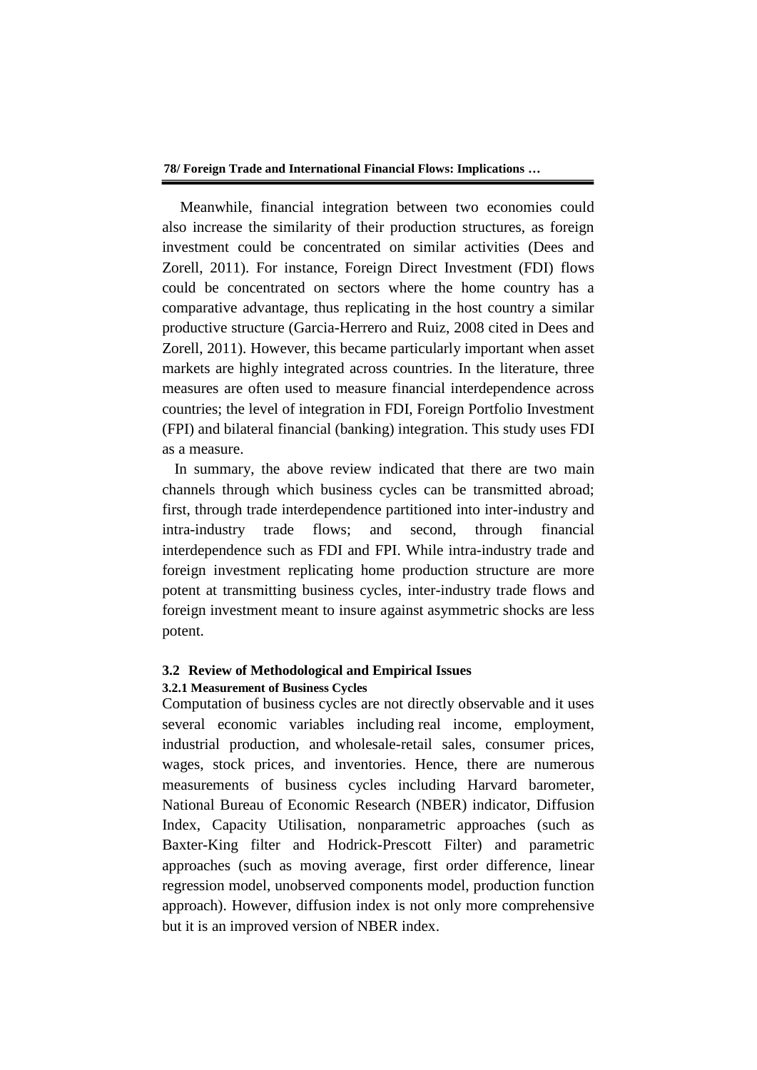Meanwhile, financial integration between two economies could also increase the similarity of their production structures, as foreign investment could be concentrated on similar activities (Dees and Zorell, 2011). For instance, Foreign Direct Investment (FDI) flows could be concentrated on sectors where the home country has a comparative advantage, thus replicating in the host country a similar productive structure (Garcia-Herrero and Ruiz, 2008 cited in Dees and Zorell, 2011). However, this became particularly important when asset markets are highly integrated across countries. In the literature, three measures are often used to measure financial interdependence across countries; the level of integration in FDI, Foreign Portfolio Investment (FPI) and bilateral financial (banking) integration. This study uses FDI as a measure.

In summary, the above review indicated that there are two main channels through which business cycles can be transmitted abroad; first, through trade interdependence partitioned into inter-industry and intra-industry trade flows; and second, through financial interdependence such as FDI and FPI. While intra-industry trade and foreign investment replicating home production structure are more potent at transmitting business cycles, inter-industry trade flows and foreign investment meant to insure against asymmetric shocks are less potent.

## 3.2 Review of Methodological and Empirical Issues

### 3.2.1 Measurement of Business Cycles

Computation of business cycles are not directly observable and it uses several economic variables including real income, employment, industrial production, and wholesale-retail sales, consumer prices, wages, stock prices, and inventories. Hence, there are numerous measurements of business cycles including Harvard barometer, National Bureau of Economic Research (NBER) indicator, Diffusion Index, Capacity Utilisation, nonparametric approaches (such as Baxter-King filter and Hodrick-Prescott Filter) and parametric approaches (such as moving average, first order difference, linear regression model, unobserved components model, production function approach). However, diffusion index is not only more comprehensive but it is an improved version of NBER index.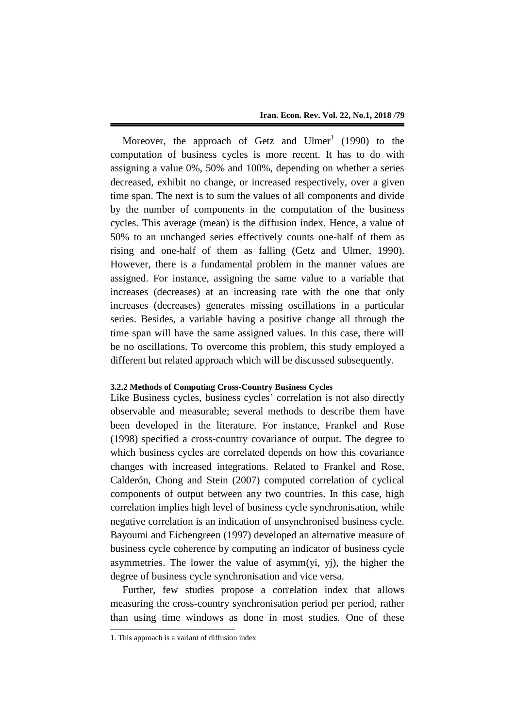Moreover, the approach of Getz and Ulmer[1] (1990) to the computation of business cycles is more recent. It has to do with assigning a value 0%, 50% and 100%, depending on whether a series decreased, exhibit no change, or increased respectively, over a given time span. The next is to sum the values of all components and divide by the number of components in the computation of the business cycles. This average (mean) is the diffusion index. Hence, a value of 50% to an unchanged series effectively counts one-half of them as rising and one-half of them as falling (Getz and Ulmer, 1990). However, there is a fundamental problem in the manner values are assigned. For instance, assigning the same value to a variable that increases (decreases) at an increasing rate with the one that only increases (decreases) generates missing oscillations in a particular series. Besides, a variable having a positive change all through the time span will have the same assigned values. In this case, there will be no oscillations. To overcome this problem, this study employed a different but related approach which will be discussed subsequently.

#### 3.2.2 Methods of Computing Cross-Country Business Cycles

Like Business cycles, business cycles' correlation is not also directly observable and measurable; several methods to describe them have been developed in the literature. For instance, Frankel and Rose (1998) specified a cross-country covariance of output. The degree to which business cycles are correlated depends on how this covariance changes with increased integrations. Related to Frankel and Rose, Calderón, Chong and Stein (2007) computed correlation of cyclical components of output between any two countries. In this case, high correlation implies high level of business cycle synchronisation, while negative correlation is an indication of unsynchronised business cycle. Bayoumi and Eichengreen (1997) developed an alternative measure of business cycle coherence by computing an indicator of business cycle asymmetries. The lower the value of asymm($y_i$, $y_j$), the higher the degree of business cycle synchronisation and vice versa.

Further, few studies propose a correlation index that allows measuring the cross-country synchronisation period per period, rather than using time windows as done in most studies. One of these

---

1. This approach is a variant of diffusion index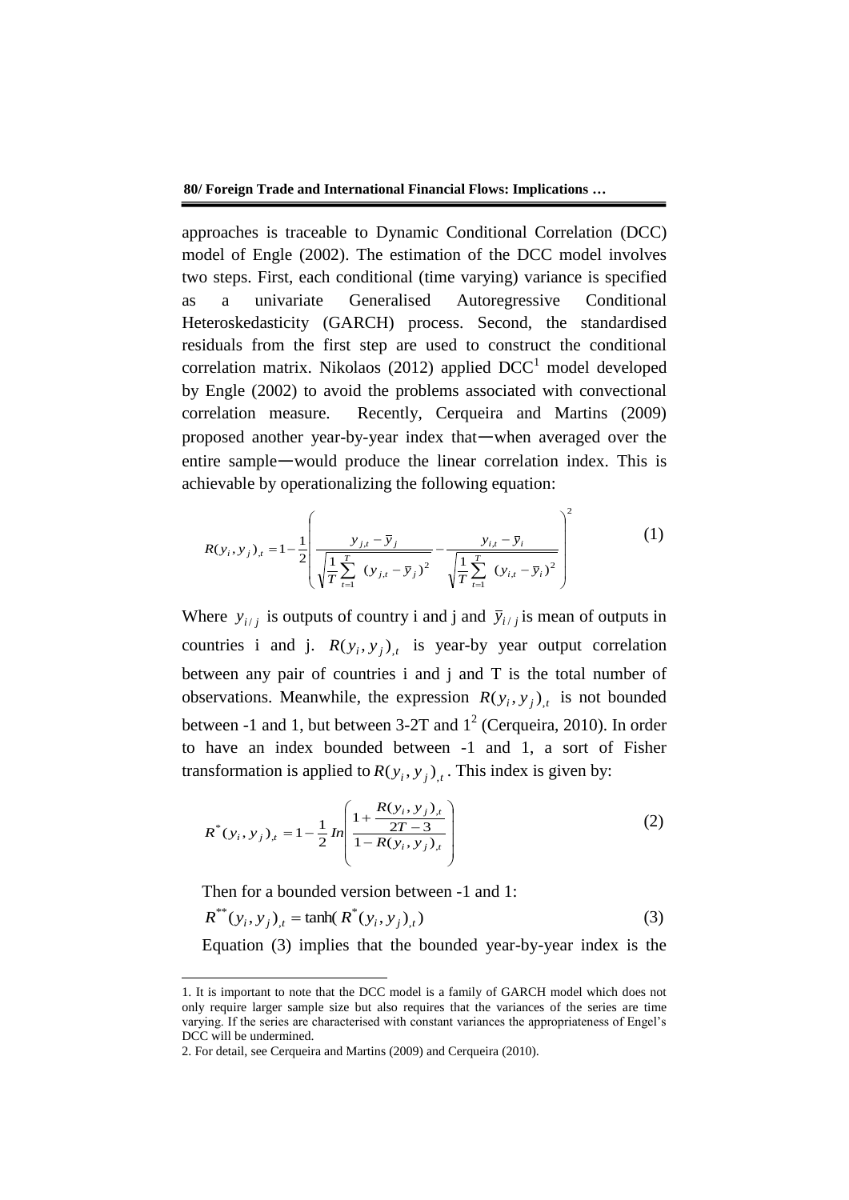approaches is traceable to Dynamic Conditional Correlation (DCC) model of Engle (2002). The estimation of the DCC model involves two steps. First, each conditional (time varying) variance is specified as a univariate Generalised Autoregressive Conditional Heteroskedasticity (GARCH) process. Second, the standardised residuals from the first step are used to construct the conditional correlation matrix. Nikolaos (2012) applied DCC[1] model developed by Engle (2002) to avoid the problems associated with convectional correlation measure. Recently, Cerqueira and Martins (2009) proposed another year-by-year index that—when averaged over the entire sample—would produce the linear correlation index. This is achievable by operationalizing the following equation:

$$R(y_i, y_j)_{,t} = 1 - \frac{1}{2}\left( \frac{y_{j,t} - \bar{y}_j}{\sqrt{\frac{1}{T}\sum_{t=1}^{T} (y_{j,t} - \bar{y}_j)^2}} - \frac{y_{i,t} - \bar{y}_i}{\sqrt{\frac{1}{T}\sum_{t=1}^{T} (y_{i,t} - \bar{y}_i)^2}} \right)^2 \tag{1}$$

Where $y_{i/j}$ is outputs of country i and j and $\bar{y}_{i/j}$ is mean of outputs in countries i and j. $R(y_i, y_j)_{,t}$ is year-by year output correlation between any pair of countries i and j and T is the total number of observations. Meanwhile, the expression $R(y_i, y_j)_{,t}$ is not bounded between -1 and 1, but between 3-2T and 1[2] (Cerqueira, 2010). In order to have an index bounded between -1 and 1, a sort of Fisher transformation is applied to $R(y_i, y_j)_{,t}$. This index is given by:

$$R^*(y_i, y_j)_{,t} = 1 - \frac{1}{2} In \left( \frac{1 + \frac{R(y_i, y_j)_{,t}}{2T-3}}{1 - R(y_i, y_j)_{,t}} \right) \tag{2}$$

Then for a bounded version between -1 and 1:

$$R^{**}(y_i, y_j)_{,t} = \tanh(R^*(y_i, y_j)_{,t}) \tag{3}$$

Equation (3) implies that the bounded year-by-year index is the

---

1. It is important to note that the DCC model is a family of GARCH model which does not only require larger sample size but also requires that the variances of the series are time varying. If the series are characterised with constant variances the appropriateness of Engel's DCC will be undermined.

2. For detail, see Cerqueira and Martins (2009) and Cerqueira (2010).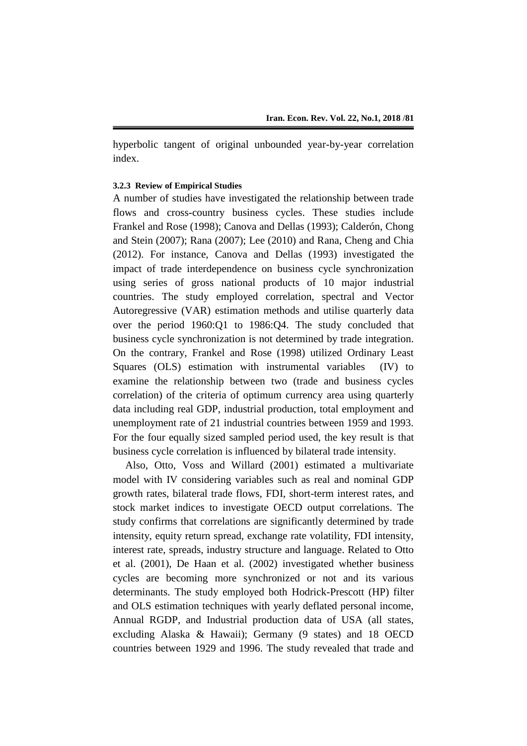hyperbolic tangent of original unbounded year-by-year correlation index.

#### 3.2.3 Review of Empirical Studies

A number of studies have investigated the relationship between trade flows and cross-country business cycles. These studies include Frankel and Rose (1998); Canova and Dellas (1993); Calderón, Chong and Stein (2007); Rana (2007); Lee (2010) and Rana, Cheng and Chia (2012). For instance, Canova and Dellas (1993) investigated the impact of trade interdependence on business cycle synchronization using series of gross national products of 10 major industrial countries. The study employed correlation, spectral and Vector Autoregressive (VAR) estimation methods and utilise quarterly data over the period 1960:Q1 to 1986:Q4. The study concluded that business cycle synchronization is not determined by trade integration. On the contrary, Frankel and Rose (1998) utilized Ordinary Least Squares (OLS) estimation with instrumental variables (IV) to examine the relationship between two (trade and business cycles correlation) of the criteria of optimum currency area using quarterly data including real GDP, industrial production, total employment and unemployment rate of 21 industrial countries between 1959 and 1993. For the four equally sized sampled period used, the key result is that business cycle correlation is influenced by bilateral trade intensity.

Also, Otto, Voss and Willard (2001) estimated a multivariate model with IV considering variables such as real and nominal GDP growth rates, bilateral trade flows, FDI, short-term interest rates, and stock market indices to investigate OECD output correlations. The study confirms that correlations are significantly determined by trade intensity, equity return spread, exchange rate volatility, FDI intensity, interest rate, spreads, industry structure and language. Related to Otto et al. (2001), De Haan et al. (2002) investigated whether business cycles are becoming more synchronized or not and its various determinants. The study employed both Hodrick-Prescott (HP) filter and OLS estimation techniques with yearly deflated personal income, Annual RGDP, and Industrial production data of USA (all states, excluding Alaska & Hawaii); Germany (9 states) and 18 OECD countries between 1929 and 1996. The study revealed that trade and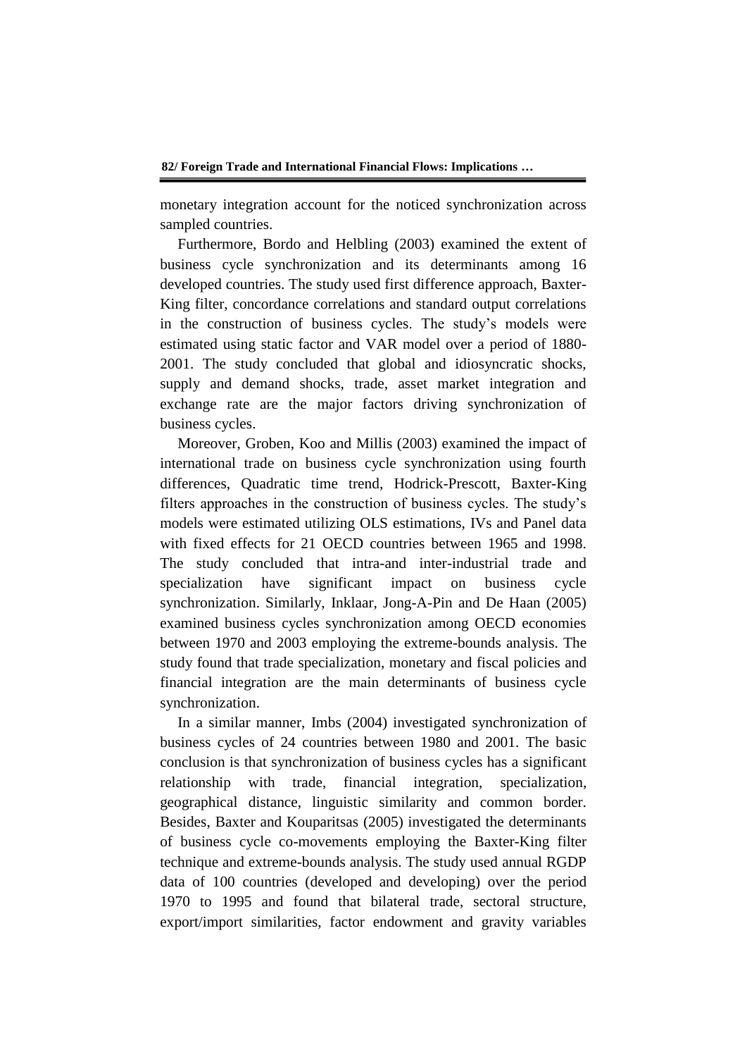monetary integration account for the noticed synchronization across sampled countries.

Furthermore, Bordo and Helbling (2003) examined the extent of business cycle synchronization and its determinants among 16 developed countries. The study used first difference approach, Baxter-King filter, concordance correlations and standard output correlations in the construction of business cycles. The study's models were estimated using static factor and VAR model over a period of 1880-2001. The study concluded that global and idiosyncratic shocks, supply and demand shocks, trade, asset market integration and exchange rate are the major factors driving synchronization of business cycles.

Moreover, Groben, Koo and Millis (2003) examined the impact of international trade on business cycle synchronization using fourth differences, Quadratic time trend, Hodrick-Prescott, Baxter-King filters approaches in the construction of business cycles. The study's models were estimated utilizing OLS estimations, IVs and Panel data with fixed effects for 21 OECD countries between 1965 and 1998. The study concluded that intra-and inter-industrial trade and specialization have significant impact on business cycle synchronization. Similarly, Inklaar, Jong-A-Pin and De Haan (2005) examined business cycles synchronization among OECD economies between 1970 and 2003 employing the extreme-bounds analysis. The study found that trade specialization, monetary and fiscal policies and financial integration are the main determinants of business cycle synchronization.

In a similar manner, Imbs (2004) investigated synchronization of business cycles of 24 countries between 1980 and 2001. The basic conclusion is that synchronization of business cycles has a significant relationship with trade, financial integration, specialization, geographical distance, linguistic similarity and common border. Besides, Baxter and Kouparitsas (2005) investigated the determinants of business cycle co-movements employing the Baxter-King filter technique and extreme-bounds analysis. The study used annual RGDP data of 100 countries (developed and developing) over the period 1970 to 1995 and found that bilateral trade, sectoral structure, export/import similarities, factor endowment and gravity variables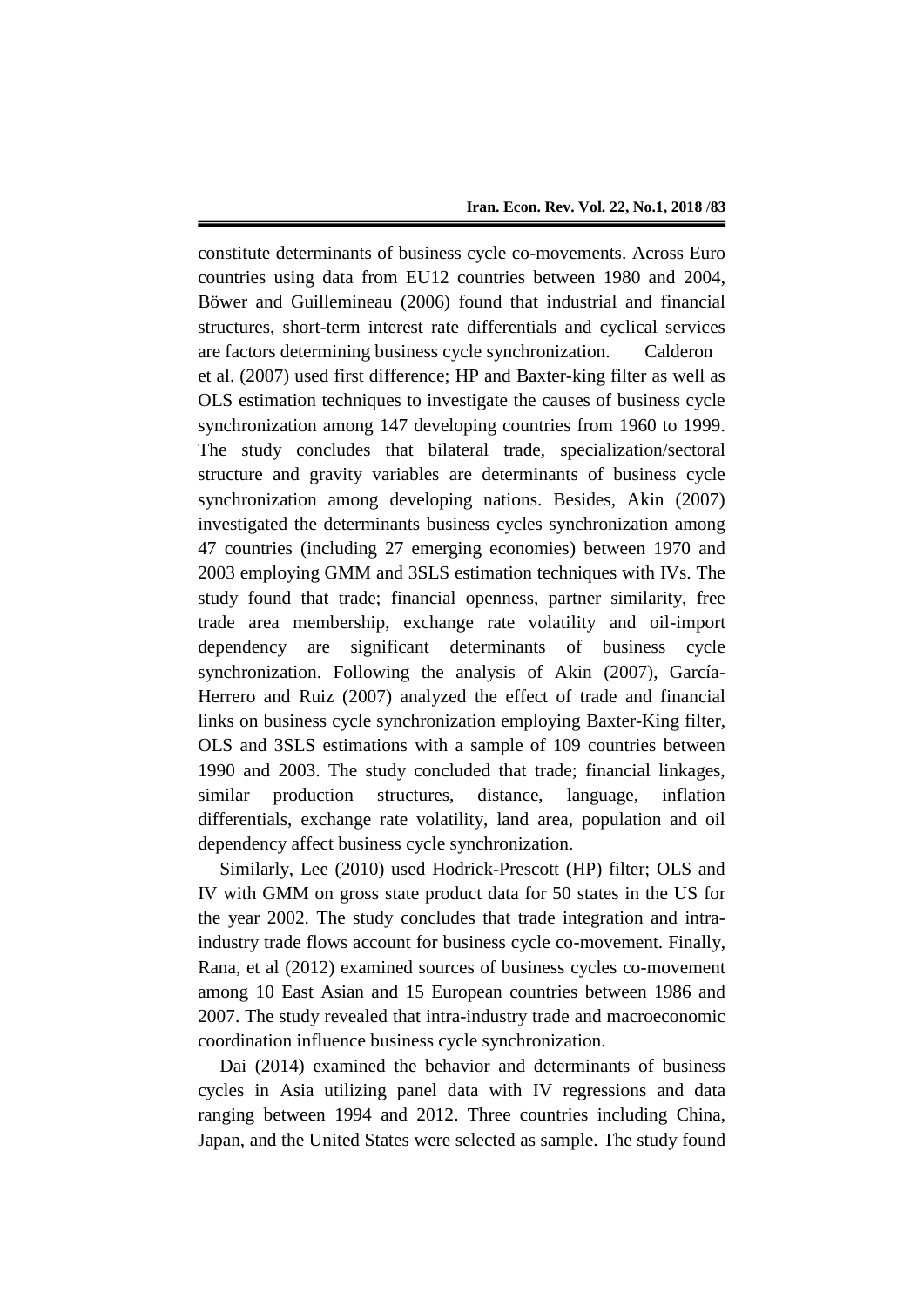constitute determinants of business cycle co-movements. Across Euro countries using data from EU12 countries between 1980 and 2004, Böwer and Guillemineau (2006) found that industrial and financial structures, short-term interest rate differentials and cyclical services are factors determining business cycle synchronization. Calderon et al. (2007) used first difference; HP and Baxter-king filter as well as OLS estimation techniques to investigate the causes of business cycle synchronization among 147 developing countries from 1960 to 1999. The study concludes that bilateral trade, specialization/sectoral structure and gravity variables are determinants of business cycle synchronization among developing nations. Besides, Akin (2007) investigated the determinants business cycles synchronization among 47 countries (including 27 emerging economies) between 1970 and 2003 employing GMM and 3SLS estimation techniques with IVs. The study found that trade; financial openness, partner similarity, free trade area membership, exchange rate volatility and oil-import dependency are significant determinants of business cycle synchronization. Following the analysis of Akin (2007), García-Herrero and Ruiz (2007) analyzed the effect of trade and financial links on business cycle synchronization employing Baxter-King filter, OLS and 3SLS estimations with a sample of 109 countries between 1990 and 2003. The study concluded that trade; financial linkages, similar production structures, distance, language, inflation differentials, exchange rate volatility, land area, population and oil dependency affect business cycle synchronization.

Similarly, Lee (2010) used Hodrick-Prescott (HP) filter; OLS and IV with GMM on gross state product data for 50 states in the US for the year 2002. The study concludes that trade integration and intra-industry trade flows account for business cycle co-movement. Finally, Rana, et al (2012) examined sources of business cycles co-movement among 10 East Asian and 15 European countries between 1986 and 2007. The study revealed that intra-industry trade and macroeconomic coordination influence business cycle synchronization.

Dai (2014) examined the behavior and determinants of business cycles in Asia utilizing panel data with IV regressions and data ranging between 1994 and 2012. Three countries including China, Japan, and the United States were selected as sample. The study found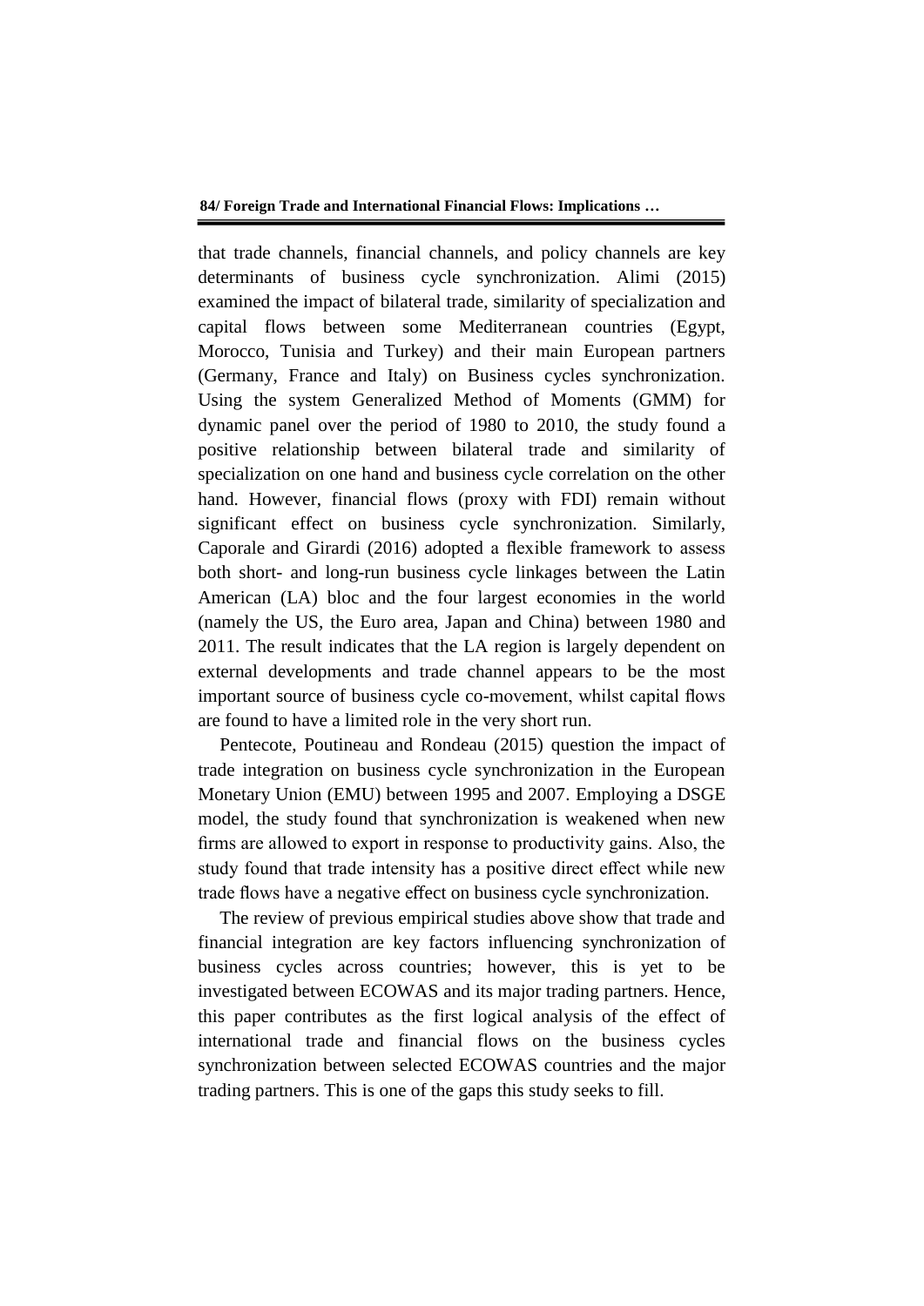that trade channels, financial channels, and policy channels are key determinants of business cycle synchronization. Alimi (2015) examined the impact of bilateral trade, similarity of specialization and capital flows between some Mediterranean countries (Egypt, Morocco, Tunisia and Turkey) and their main European partners (Germany, France and Italy) on Business cycles synchronization. Using the system Generalized Method of Moments (GMM) for dynamic panel over the period of 1980 to 2010, the study found a positive relationship between bilateral trade and similarity of specialization on one hand and business cycle correlation on the other hand. However, financial flows (proxy with FDI) remain without significant effect on business cycle synchronization. Similarly, Caporale and Girardi (2016) adopted a flexible framework to assess both short- and long-run business cycle linkages between the Latin American (LA) bloc and the four largest economies in the world (namely the US, the Euro area, Japan and China) between 1980 and 2011. The result indicates that the LA region is largely dependent on external developments and trade channel appears to be the most important source of business cycle co-movement, whilst capital flows are found to have a limited role in the very short run.

Pentecote, Poutineau and Rondeau (2015) question the impact of trade integration on business cycle synchronization in the European Monetary Union (EMU) between 1995 and 2007. Employing a DSGE model, the study found that synchronization is weakened when new firms are allowed to export in response to productivity gains. Also, the study found that trade intensity has a positive direct effect while new trade flows have a negative effect on business cycle synchronization.

The review of previous empirical studies above show that trade and financial integration are key factors influencing synchronization of business cycles across countries; however, this is yet to be investigated between ECOWAS and its major trading partners. Hence, this paper contributes as the first logical analysis of the effect of international trade and financial flows on the business cycles synchronization between selected ECOWAS countries and the major trading partners. This is one of the gaps this study seeks to fill.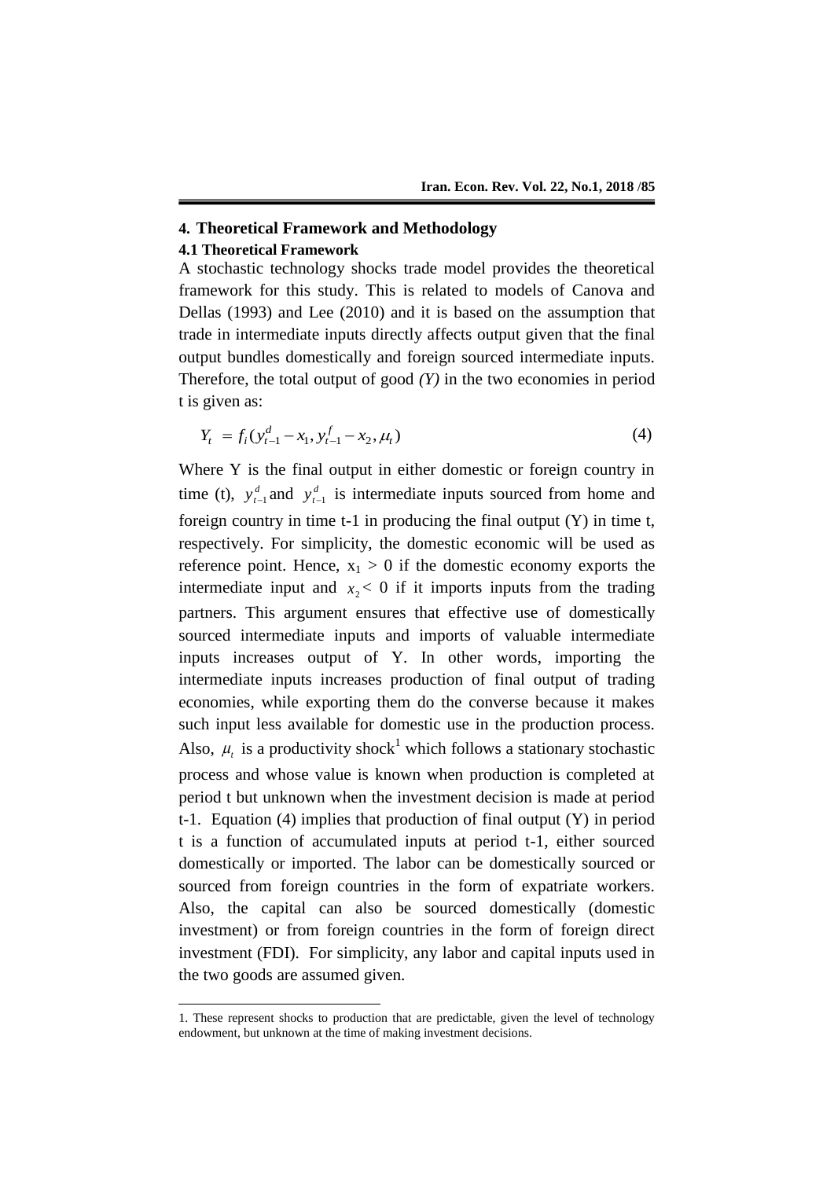## 4. Theoretical Framework and Methodology

### 4.1 Theoretical Framework

A stochastic technology shocks trade model provides the theoretical framework for this study. This is related to models of Canova and Dellas (1993) and Lee (2010) and it is based on the assumption that trade in intermediate inputs directly affects output given that the final output bundles domestically and foreign sourced intermediate inputs. Therefore, the total output of good *(Y)* in the two economies in period t is given as:

$$Y_t = f_i(y_{t-1}^d - x_1, y_{t-1}^f - x_2, \mu_t) \tag{4}$$

Where Y is the final output in either domestic or foreign country in time (t), $y_{t-1}^d$ and $y_{t-1}^d$ is intermediate inputs sourced from home and foreign country in time t-1 in producing the final output (Y) in time t, respectively. For simplicity, the domestic economic will be used as reference point. Hence, $x_1 > 0$ if the domestic economy exports the intermediate input and $x_2 < 0$ if it imports inputs from the trading partners. This argument ensures that effective use of domestically sourced intermediate inputs and imports of valuable intermediate inputs increases output of Y. In other words, importing the intermediate inputs increases production of final output of trading economies, while exporting them do the converse because it makes such input less available for domestic use in the production process. Also, $\mu_t$ is a productivity shock[1] which follows a stationary stochastic process and whose value is known when production is completed at period t but unknown when the investment decision is made at period t-1. Equation (4) implies that production of final output (Y) in period t is a function of accumulated inputs at period t-1, either sourced domestically or imported. The labor can be domestically sourced or sourced from foreign countries in the form of expatriate workers. Also, the capital can also be sourced domestically (domestic investment) or from foreign countries in the form of foreign direct investment (FDI). For simplicity, any labor and capital inputs used in the two goods are assumed given.

---

1. These represent shocks to production that are predictable, given the level of technology endowment, but unknown at the time of making investment decisions.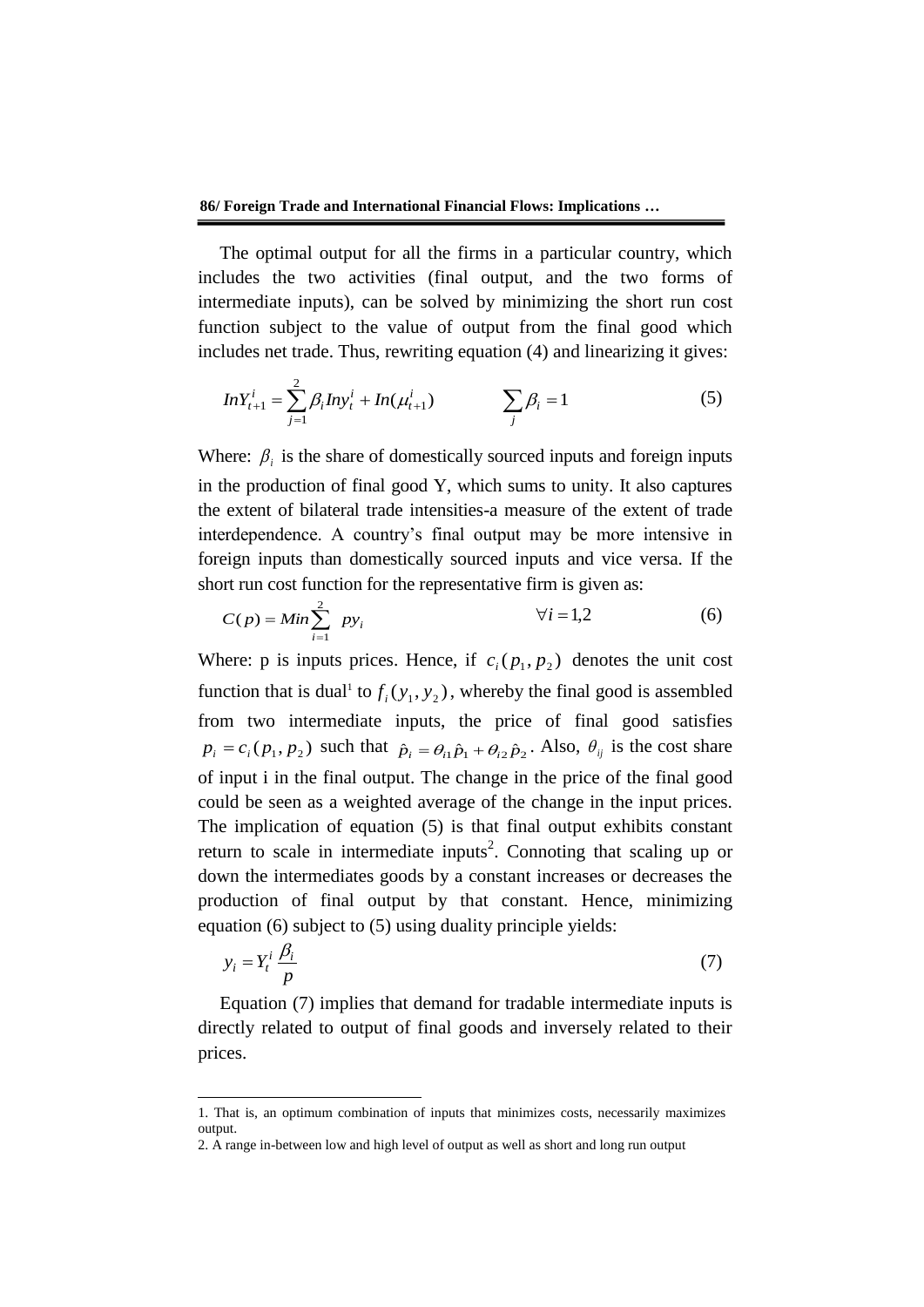The optimal output for all the firms in a particular country, which includes the two activities (final output, and the two forms of intermediate inputs), can be solved by minimizing the short run cost function subject to the value of output from the final good which includes net trade. Thus, rewriting equation (4) and linearizing it gives:

$$InY_{t+1}^{i} = \sum_{j=1}^{2} \beta_i Iny_t^i + In(\mu_{t+1}^{i}) \qquad \sum_{j} \beta_i = 1 \tag{5}$$

Where: $\beta_i$ is the share of domestically sourced inputs and foreign inputs in the production of final good Y, which sums to unity. It also captures the extent of bilateral trade intensities-a measure of the extent of trade interdependence. A country's final output may be more intensive in foreign inputs than domestically sourced inputs and vice versa. If the short run cost function for the representative firm is given as:

$$C(p) = Min \sum_{i=1}^{2} py_i \qquad \forall i = 1,2 \tag{6}$$

Where: p is inputs prices. Hence, if $c_i(p_1, p_2)$ denotes the unit cost function that is dual[1] to $f_i(y_1, y_2)$, whereby the final good is assembled from two intermediate inputs, the price of final good satisfies $p_i = c_i(p_1, p_2)$ such that $\hat{p}_i = \theta_{i1}\hat{p}_1 + \theta_{i2}\hat{p}_2$. Also, $\theta_{ij}$ is the cost share of input i in the final output. The change in the price of the final good could be seen as a weighted average of the change in the input prices. The implication of equation (5) is that final output exhibits constant return to scale in intermediate inputs[2]. Connoting that scaling up or down the intermediates goods by a constant increases or decreases the production of final output by that constant. Hence, minimizing equation (6) subject to (5) using duality principle yields:

$$y_i = Y_t^i \frac{\beta_i}{p} \tag{7}$$

Equation (7) implies that demand for tradable intermediate inputs is directly related to output of final goods and inversely related to their prices.

---

1. That is, an optimum combination of inputs that minimizes costs, necessarily maximizes output.
2. A range in-between low and high level of output as well as short and long run output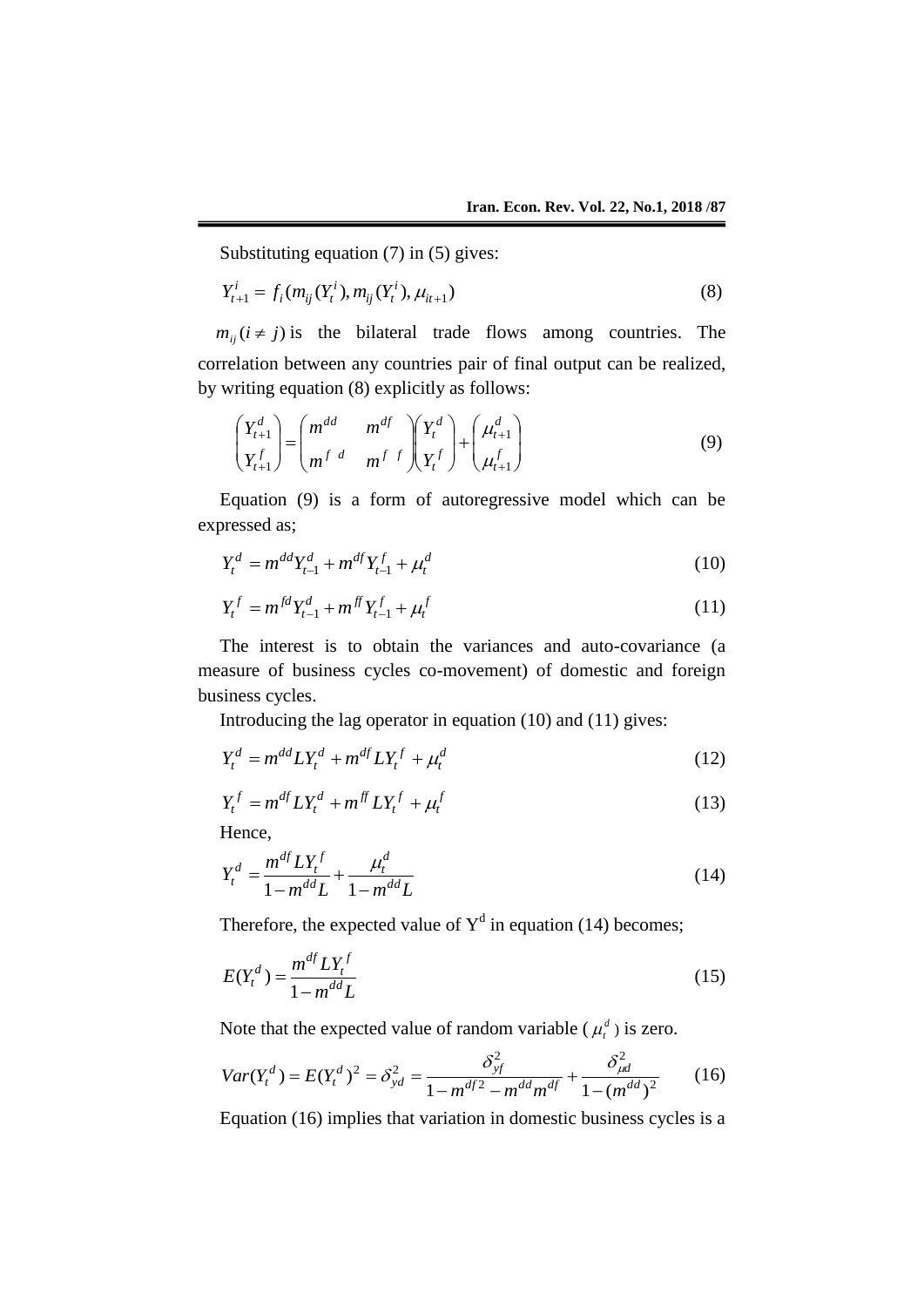Substituting equation (7) in (5) gives:

$$Y_{t+1}^{i} = f_i(m_{ij}(Y_t^i), m_{ij}(Y_t^i), \mu_{it+1}) \tag{8}$$

$m_{ij}(i \neq j)$ is the bilateral trade flows among countries. The correlation between any countries pair of final output can be realized, by writing equation (8) explicitly as follows:

$$\begin{pmatrix} Y_{t+1}^d \\ Y_{t+1}^f \end{pmatrix} = \begin{pmatrix} m^{dd} & m^{df} \\ m^{fd} & m^{ff} \end{pmatrix} \begin{pmatrix} Y_t^d \\ Y_t^f \end{pmatrix} + \begin{pmatrix} \mu_{t+1}^d \\ \mu_{t+1}^f \end{pmatrix} \tag{9}$$

Equation (9) is a form of autoregressive model which can be expressed as;

$$Y_t^d = m^{dd} Y_{t-1}^d + m^{df} Y_{t-1}^f + \mu_t^d \tag{10}$$

$$Y_t^f = m^{fd} Y_{t-1}^d + m^{ff} Y_{t-1}^f + \mu_t^f \tag{11}$$

The interest is to obtain the variances and auto-covariance (a measure of business cycles co-movement) of domestic and foreign business cycles.

Introducing the lag operator in equation (10) and (11) gives:

$$Y_t^d = m^{dd} L Y_t^d + m^{df} L Y_t^f + \mu_t^d \tag{12}$$

$$Y_t^f = m^{df} L Y_t^d + m^{ff} L Y_t^f + \mu_t^f \tag{13}$$

Hence,

$$Y_t^d = \frac{m^{df} L Y_t^f}{1 - m^{dd} L} + \frac{\mu_t^d}{1 - m^{dd} L} \tag{14}$$

Therefore, the expected value of $Y^d$ in equation (14) becomes;

$$E(Y_t^d) = \frac{m^{df} L Y_t^f}{1 - m^{dd} L} \tag{15}$$

Note that the expected value of random variable ( $\mu_t^d$ ) is zero.

$$Var(Y_t^d) = E(Y_t^d)^2 = \delta_{yd}^2 = \frac{\delta_{yf}^2}{1 - m^{df2} - m^{dd} m^{df}} + \frac{\delta_{\mu d}^2}{1 - (m^{dd})^2} \tag{16}$$

Equation (16) implies that variation in domestic business cycles is a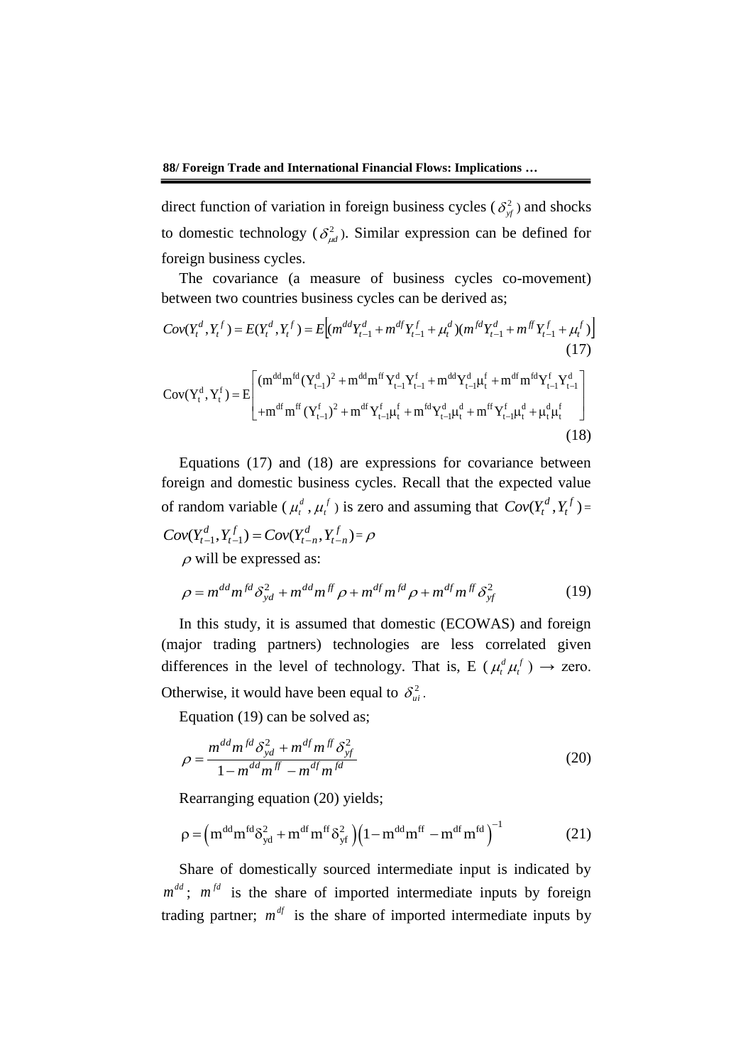direct function of variation in foreign business cycles ($\delta_{yf}^2$) and shocks to domestic technology ($\delta_{\mu d}^2$). Similar expression can be defined for foreign business cycles.

The covariance (a measure of business cycles co-movement) between two countries business cycles can be derived as;

$$Cov(Y_t^d, Y_t^f) = E(Y_t^d, Y_t^f) = E\left[(m^{dd}Y_{t-1}^d + m^{df}Y_{t-1}^f + \mu_t^d)(m^{fd}Y_{t-1}^d + m^{ff}Y_{t-1}^f + \mu_t^f)\right] \tag{17}$$

$$\text{Cov}(Y_t^d, Y_t^f) = E\begin{bmatrix} (m^{dd}m^{fd}(Y_{t-1}^d)^2 + m^{dd}m^{ff}Y_{t-1}^dY_{t-1}^f + m^{dd}Y_{t-1}^d\mu_t^f + m^{df}m^{fd}Y_{t-1}^fY_{t-1}^d \\ +m^{df}m^{ff}(Y_{t-1}^f)^2 + m^{df}Y_{t-1}^f\mu_t^f + m^{fd}Y_{t-1}^d\mu_t^d + m^{ff}Y_{t-1}^f\mu_t^d + \mu_t^d\mu_t^f \end{bmatrix} \tag{18}$$

Equations (17) and (18) are expressions for covariance between foreign and domestic business cycles. Recall that the expected value of random variable ($\mu_t^d$, $\mu_t^f$) is zero and assuming that $Cov(Y_t^d, Y_t^f) = Cov(Y_{t-1}^d, Y_{t-1}^f) = Cov(Y_{t-n}^d, Y_{t-n}^f) = \rho$

$\rho$ will be expressed as:

$$\rho = m^{dd}m^{fd}\delta_{yd}^2 + m^{dd}m^{ff}\rho + m^{df}m^{fd}\rho + m^{df}m^{ff}\delta_{yf}^2 \tag{19}$$

In this study, it is assumed that domestic (ECOWAS) and foreign (major trading partners) technologies are less correlated given differences in the level of technology. That is, E ($\mu_t^d\mu_t^f$) → zero. Otherwise, it would have been equal to $\delta_{ui}^2$.

Equation (19) can be solved as;

$$\rho = \frac{m^{dd}m^{fd}\delta_{yd}^2 + m^{df}m^{ff}\delta_{yf}^2}{1 - m^{dd}m^{ff} - m^{df}m^{fd}} \tag{20}$$

Rearranging equation (20) yields;

$$\rho = \left(m^{dd}m^{fd}\delta_{yd}^2 + m^{df}m^{ff}\delta_{yf}^2\right)\left(1 - m^{dd}m^{ff} - m^{df}m^{fd}\right)^{-1} \tag{21}$$

Share of domestically sourced intermediate input is indicated by $m^{dd}$; $m^{fd}$ is the share of imported intermediate inputs by foreign trading partner; $m^{df}$ is the share of imported intermediate inputs by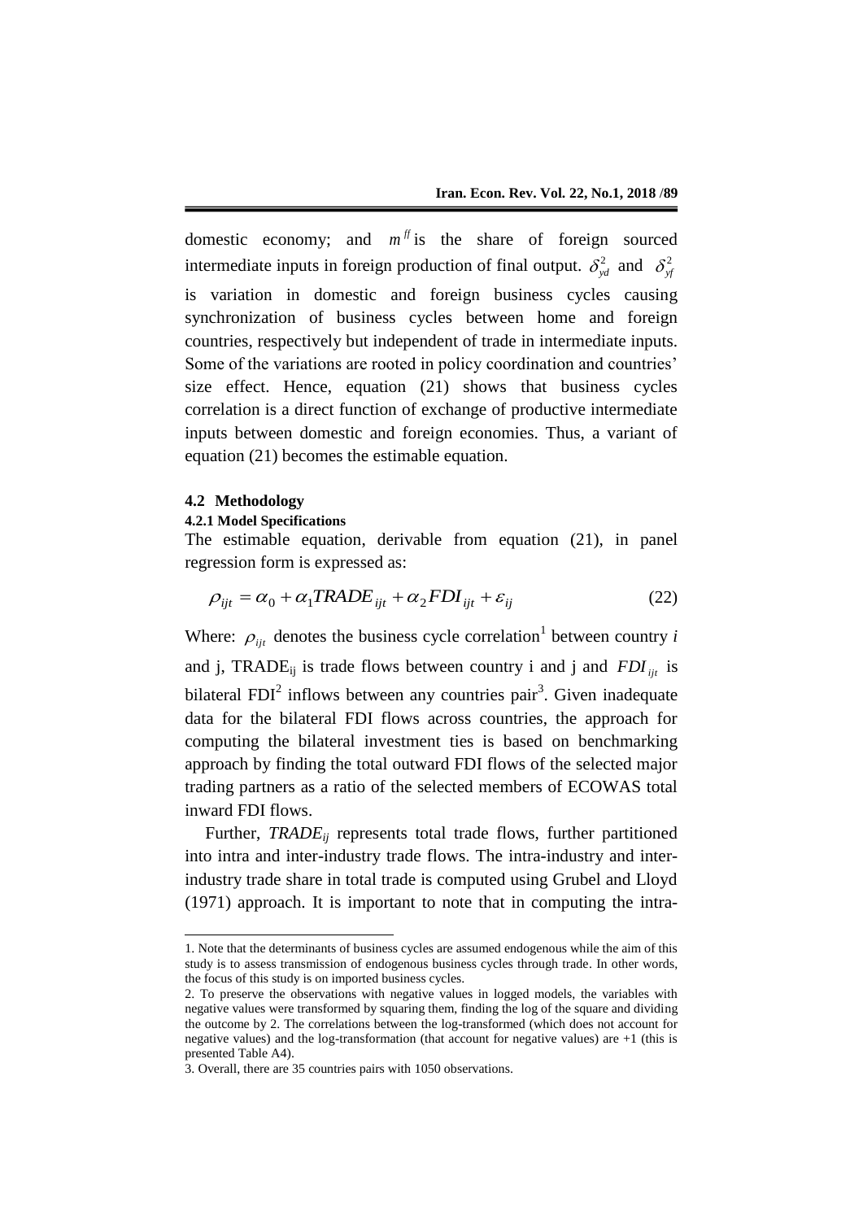domestic economy; and $m^{ff}$ is the share of foreign sourced intermediate inputs in foreign production of final output. $\delta_{yd}^2$ and $\delta_{yf}^2$ is variation in domestic and foreign business cycles causing synchronization of business cycles between home and foreign countries, respectively but independent of trade in intermediate inputs. Some of the variations are rooted in policy coordination and countries' size effect. Hence, equation (21) shows that business cycles correlation is a direct function of exchange of productive intermediate inputs between domestic and foreign economies. Thus, a variant of equation (21) becomes the estimable equation.

## 4.2 Methodology

### 4.2.1 Model Specifications

The estimable equation, derivable from equation (21), in panel regression form is expressed as:

$$\rho_{ijt} = \alpha_0 + \alpha_1 TRADE_{ijt} + \alpha_2 FDI_{ijt} + \varepsilon_{ij} \quad (22)$$

Where: $\rho_{ijt}$ denotes the business cycle correlation[1] between country *i* and j, $TRADE_{ij}$ is trade flows between country i and j and $FDI_{ijt}$ is bilateral FDI[2] inflows between any countries pair[3]. Given inadequate data for the bilateral FDI flows across countries, the approach for computing the bilateral investment ties is based on benchmarking approach by finding the total outward FDI flows of the selected major trading partners as a ratio of the selected members of ECOWAS total inward FDI flows.

Further, $TRADE_{ij}$ represents total trade flows, further partitioned into intra and inter-industry trade flows. The intra-industry and inter-industry trade share in total trade is computed using Grubel and Lloyd (1971) approach. It is important to note that in computing the intra-

---

1. Note that the determinants of business cycles are assumed endogenous while the aim of this study is to assess transmission of endogenous business cycles through trade. In other words, the focus of this study is on imported business cycles.

2. To preserve the observations with negative values in logged models, the variables with negative values were transformed by squaring them, finding the log of the square and dividing the outcome by 2. The correlations between the log-transformed (which does not account for negative values) and the log-transformation (that account for negative values) are +1 (this is presented Table A4).

3. Overall, there are 35 countries pairs with 1050 observations.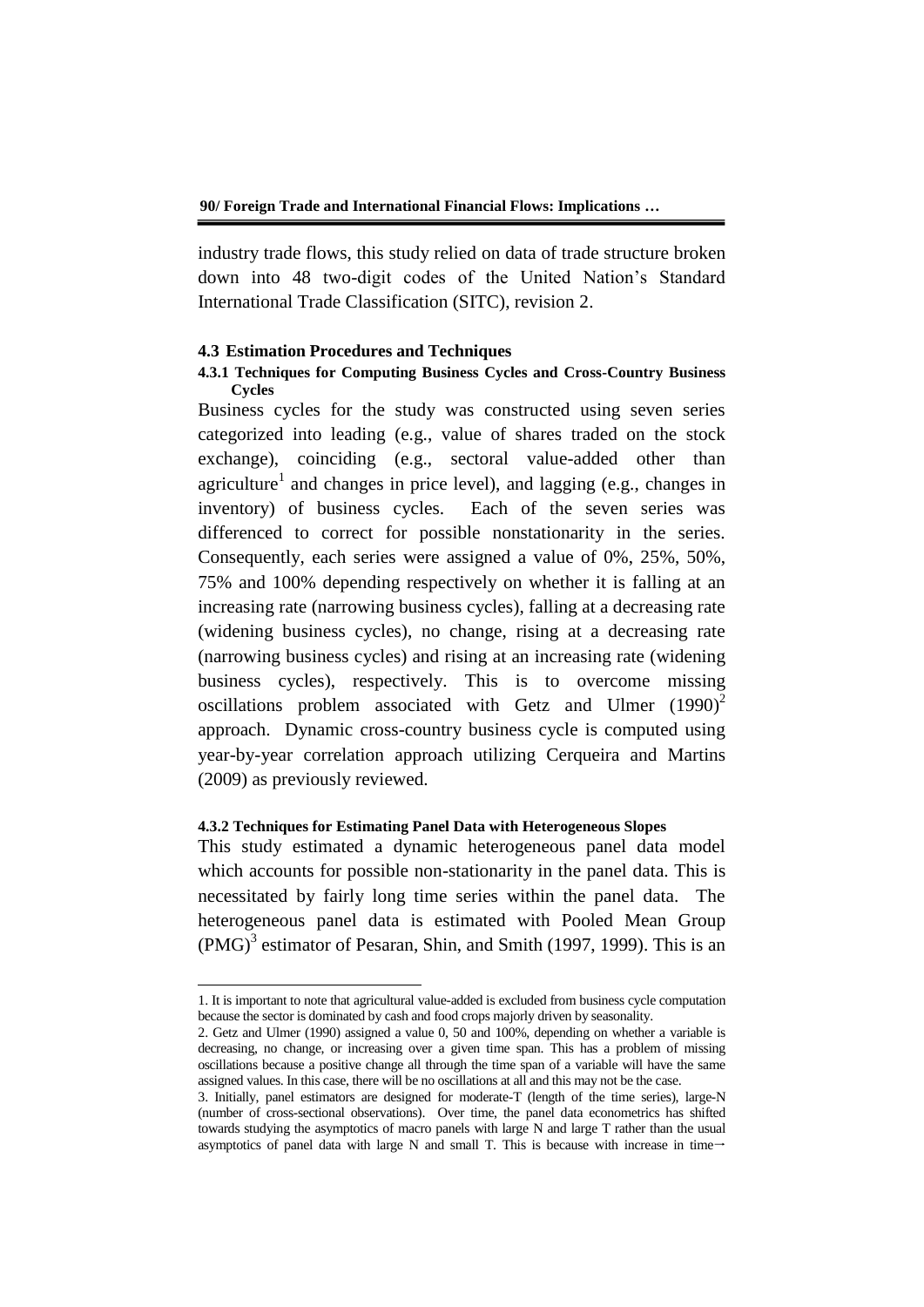industry trade flows, this study relied on data of trade structure broken down into 48 two-digit codes of the United Nation's Standard International Trade Classification (SITC), revision 2.

### 4.3 Estimation Procedures and Techniques

#### 4.3.1 Techniques for Computing Business Cycles and Cross-Country Business Cycles

Business cycles for the study was constructed using seven series categorized into leading (e.g., value of shares traded on the stock exchange), coinciding (e.g., sectoral value-added other than agriculture[1] and changes in price level), and lagging (e.g., changes in inventory) of business cycles. Each of the seven series was differenced to correct for possible nonstationarity in the series. Consequently, each series were assigned a value of 0%, 25%, 50%, 75% and 100% depending respectively on whether it is falling at an increasing rate (narrowing business cycles), falling at a decreasing rate (widening business cycles), no change, rising at a decreasing rate (narrowing business cycles) and rising at an increasing rate (widening business cycles), respectively. This is to overcome missing oscillations problem associated with Getz and Ulmer (1990)[2] approach. Dynamic cross-country business cycle is computed using year-by-year correlation approach utilizing Cerqueira and Martins (2009) as previously reviewed.

#### 4.3.2 Techniques for Estimating Panel Data with Heterogeneous Slopes

This study estimated a dynamic heterogeneous panel data model which accounts for possible non-stationarity in the panel data. This is necessitated by fairly long time series within the panel data. The heterogeneous panel data is estimated with Pooled Mean Group (PMG)[3] estimator of Pesaran, Shin, and Smith (1997, 1999). This is an

---

1. It is important to note that agricultural value-added is excluded from business cycle computation because the sector is dominated by cash and food crops majorly driven by seasonality.

2. Getz and Ulmer (1990) assigned a value 0, 50 and 100%, depending on whether a variable is decreasing, no change, or increasing over a given time span. This has a problem of missing oscillations because a positive change all through the time span of a variable will have the same assigned values. In this case, there will be no oscillations at all and this may not be the case.

3. Initially, panel estimators are designed for moderate-T (length of the time series), large-N (number of cross-sectional observations). Over time, the panel data econometrics has shifted towards studying the asymptotics of macro panels with large N and large T rather than the usual asymptotics of panel data with large N and small T. This is because with increase in time→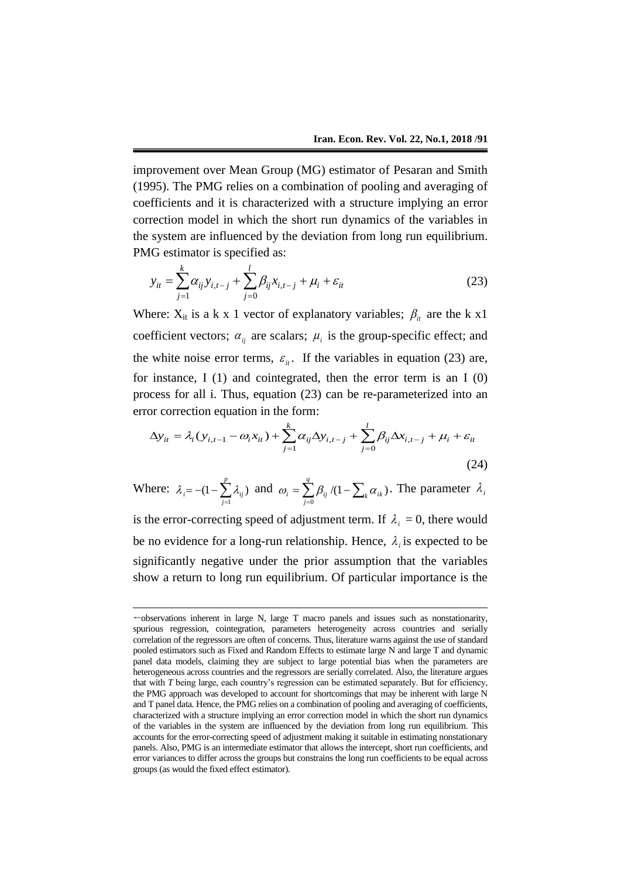improvement over Mean Group (MG) estimator of Pesaran and Smith (1995). The PMG relies on a combination of pooling and averaging of coefficients and it is characterized with a structure implying an error correction model in which the short run dynamics of the variables in the system are influenced by the deviation from long run equilibrium. PMG estimator is specified as:

$$y_{it} = \sum_{j=1}^{k} \alpha_{ij} y_{i,t-j} + \sum_{j=0}^{l} \beta_{ij} x_{i,t-j} + \mu_i + \varepsilon_{it} \tag{23}$$

Where: $X_{it}$ is a k x 1 vector of explanatory variables; $\beta_{it}$ are the k x1 coefficient vectors; $\alpha_{ij}$ are scalars; $\mu_i$ is the group-specific effect; and the white noise error terms, $\varepsilon_{it}$. If the variables in equation (23) are, for instance, I (1) and cointegrated, then the error term is an I (0) process for all i. Thus, equation (23) can be re-parameterized into an error correction equation in the form:

$$\Delta y_{it} = \lambda_i (y_{i,t-1} - \omega_i x_{it}) + \sum_{j=1}^{k} \alpha_{ij} \Delta y_{i,t-j} + \sum_{j=0}^{l} \beta_{ij} \Delta x_{i,t-j} + \mu_i + \varepsilon_{it} \tag{24}$$

Where: $\lambda_i = -(1 - \sum_{j=1}^{p} \lambda_{ij})$ and $\omega_i = \sum_{j=0}^{q} \beta_{ij} / (1 - \sum_k \alpha_{ik})$. The parameter $\lambda_i$ is the error-correcting speed of adjustment term. If $\lambda_i = 0$, there would be no evidence for a long-run relationship. Hence, $\lambda_i$ is expected to be significantly negative under the prior assumption that the variables show a return to long run equilibrium. Of particular importance is the

←observations inherent in large N, large T macro panels and issues such as nonstationarity, spurious regression, cointegration, parameters heterogeneity across countries and serially correlation of the regressors are often of concerns. Thus, literature warns against the use of standard pooled estimators such as Fixed and Random Effects to estimate large N and large T and dynamic panel data models, claiming they are subject to large potential bias when the parameters are heterogeneous across countries and the regressors are serially correlated. Also, the literature argues that with *T* being large, each country's regression can be estimated separately. But for efficiency, the PMG approach was developed to account for shortcomings that may be inherent with large N and T panel data. Hence, the PMG relies on a combination of pooling and averaging of coefficients, characterized with a structure implying an error correction model in which the short run dynamics of the variables in the system are influenced by the deviation from long run equilibrium. This accounts for the error-correcting speed of adjustment making it suitable in estimating nonstationary panels. Also, PMG is an intermediate estimator that allows the intercept, short run coefficients, and error variances to differ across the groups but constrains the long run coefficients to be equal across groups (as would the fixed effect estimator).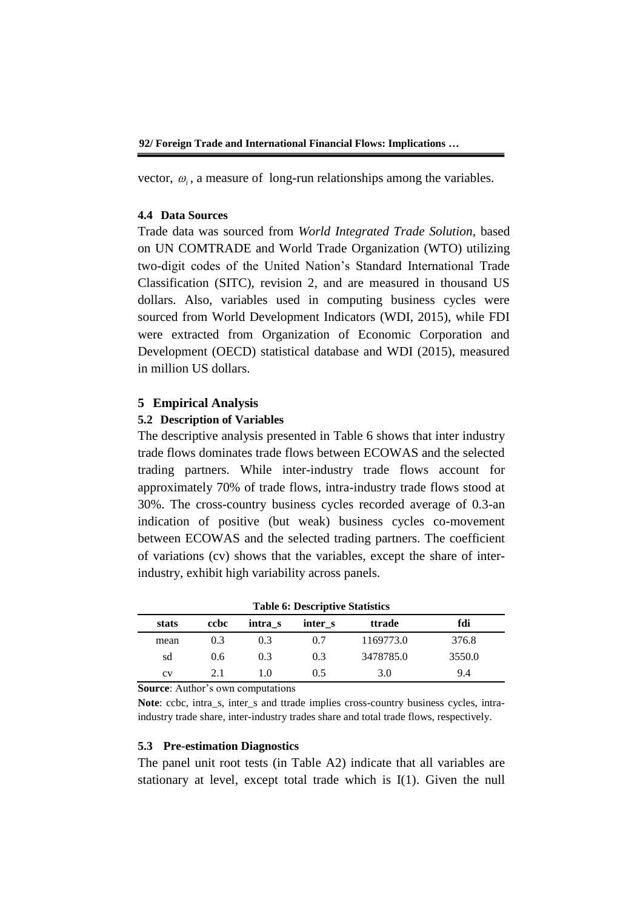vector, $\omega_i$, a measure of long-run relationships among the variables.

#### 4.4 Data Sources

Trade data was sourced from *World Integrated Trade Solution*, based on UN COMTRADE and World Trade Organization (WTO) utilizing two-digit codes of the United Nation's Standard International Trade Classification (SITC), revision 2, and are measured in thousand US dollars. Also, variables used in computing business cycles were sourced from World Development Indicators (WDI, 2015), while FDI were extracted from Organization of Economic Corporation and Development (OECD) statistical database and WDI (2015), measured in million US dollars.

## 5 Empirical Analysis

#### 5.2 Description of Variables

The descriptive analysis presented in Table 6 shows that inter industry trade flows dominates trade flows between ECOWAS and the selected trading partners. While inter-industry trade flows account for approximately 70% of trade flows, intra-industry trade flows stood at 30%. The cross-country business cycles recorded average of 0.3-an indication of positive (but weak) business cycles co-movement between ECOWAS and the selected trading partners. The coefficient of variations (cv) shows that the variables, except the share of inter-industry, exhibit high variability across panels.

**Table 6: Descriptive Statistics**

| stats | ccbc | intra_s | inter_s | ttrade | fdi |
|---|---|---|---|---|---|
| mean | 0.3 | 0.3 | 0.7 | 1169773.0 | 376.8 |
| sd | 0.6 | 0.3 | 0.3 | 3478785.0 | 3550.0 |
| cv | 2.1 | 1.0 | 0.5 | 3.0 | 9.4 |

**Source**: Author's own computations

**Note**: ccbc, intra_s, inter_s and ttrade implies cross-country business cycles, intra-industry trade share, inter-industry trades share and total trade flows, respectively.

#### 5.3 Pre-estimation Diagnostics

The panel unit root tests (in Table A2) indicate that all variables are stationary at level, except total trade which is I(1). Given the null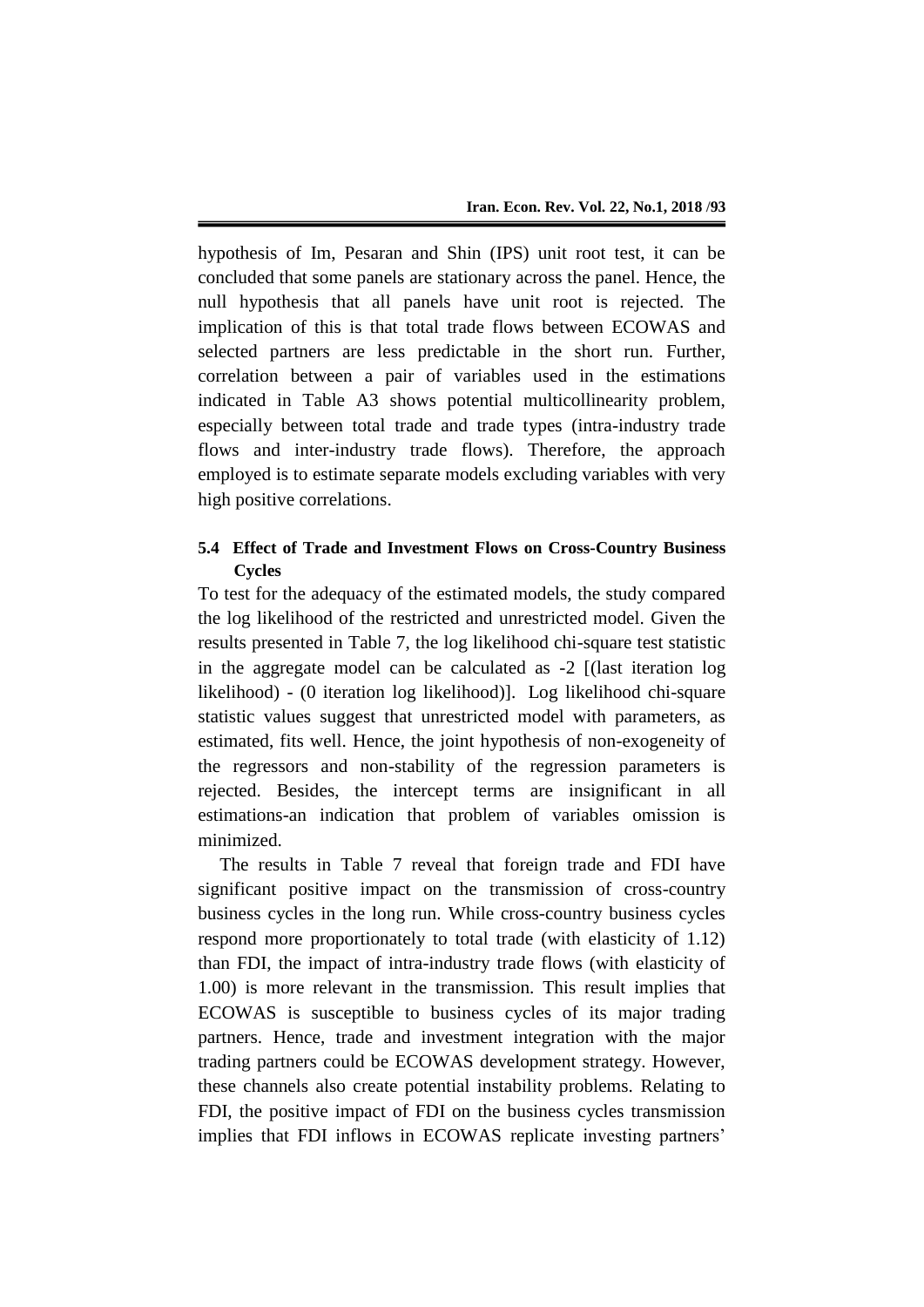hypothesis of Im, Pesaran and Shin (IPS) unit root test, it can be concluded that some panels are stationary across the panel. Hence, the null hypothesis that all panels have unit root is rejected. The implication of this is that total trade flows between ECOWAS and selected partners are less predictable in the short run. Further, correlation between a pair of variables used in the estimations indicated in Table A3 shows potential multicollinearity problem, especially between total trade and trade types (intra-industry trade flows and inter-industry trade flows). Therefore, the approach employed is to estimate separate models excluding variables with very high positive correlations.

### 5.4 Effect of Trade and Investment Flows on Cross-Country Business Cycles

To test for the adequacy of the estimated models, the study compared the log likelihood of the restricted and unrestricted model. Given the results presented in Table 7, the log likelihood chi-square test statistic in the aggregate model can be calculated as -2 [(last iteration log likelihood) - (0 iteration log likelihood)]. Log likelihood chi-square statistic values suggest that unrestricted model with parameters, as estimated, fits well. Hence, the joint hypothesis of non-exogeneity of the regressors and non-stability of the regression parameters is rejected. Besides, the intercept terms are insignificant in all estimations-an indication that problem of variables omission is minimized.

The results in Table 7 reveal that foreign trade and FDI have significant positive impact on the transmission of cross-country business cycles in the long run. While cross-country business cycles respond more proportionately to total trade (with elasticity of 1.12) than FDI, the impact of intra-industry trade flows (with elasticity of 1.00) is more relevant in the transmission. This result implies that ECOWAS is susceptible to business cycles of its major trading partners. Hence, trade and investment integration with the major trading partners could be ECOWAS development strategy. However, these channels also create potential instability problems. Relating to FDI, the positive impact of FDI on the business cycles transmission implies that FDI inflows in ECOWAS replicate investing partners'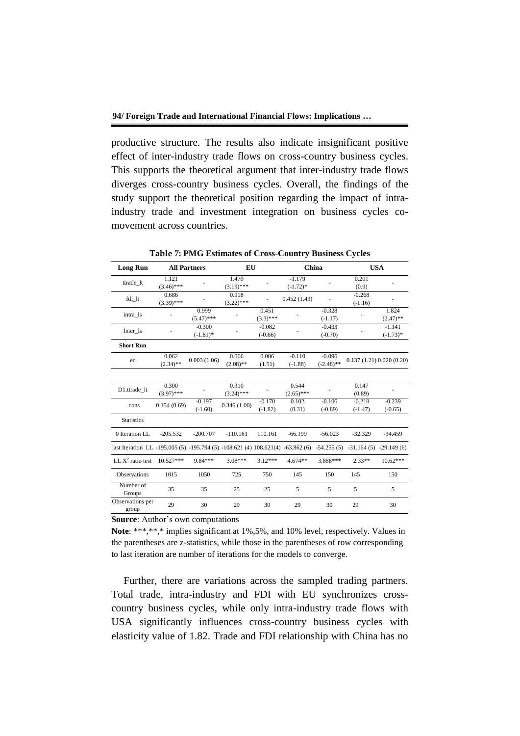productive structure. The results also indicate insignificant positive effect of inter-industry trade flows on cross-country business cycles. This supports the theoretical argument that inter-industry trade flows diverges cross-country business cycles. Overall, the findings of the study support the theoretical position regarding the impact of intra-industry trade and investment integration on business cycles co-movement across countries.

**Table 7: PMG Estimates of Cross-Country Business Cycles**

| Long Run | All Partners | | EU | | China | | USA | |
|---|---|---|---|---|---|---|---|---|
| ttrade_lt | 1.121 (3.46)*** | - | 1.470 (3.19)*** | - | -1.179 (-1.72)* | - | 0.201 (0.9) | - |
| fdi_lt | 0.686 (3.39)*** | - | 0.918 (3.22)*** | - | 0.452 (1.43) | - | -0.268 (-1.16) | - |
| intra_ls | - | 0.999 (5.47)*** | - | 0.451 (3.3)*** | - | -0.328 (-1.17) | - | 1.824 (2.47)** |
| Inter_ls | - | -0.300 (-1.81)* | - | -0.082 (-0.66) | - | -0.433 (-0.70) | - | -1.141 (-1.73)* |
| **Short Run** | | | | | | | | |
| ec | 0.062 (2.34)** | 0.003 (1.06) | 0.066 (2.08)** | 0.006 (1.51) | -0.110 (-1.88) | -0.096 (-2.48)** | 0.137 (1.21) | 0.020 (0.20) |
| D1.ttrade_lt | 0.300 (3.97)*** | - | 0.310 (3.24)*** | - | 0.544 (2.65)*** | - | 0.147 (0.89) | - |
| _cons | 0.154 (0.69) | -0.197 (-1.60) | 0.346 (1.00) | -0.170 (-1.82) | 0.102 (0.31) | -0.106 (-0.89) | -0.218 (-1.47) | -0.239 (-0.65) |
| Statistics | | | | | | | | |
| 0 Iteration LL | -205.532 | -200.707 | -110.161 | 110.161 | -66.199 | -56.023 | -32.329 | -34.459 |
| last Iteration LL | -195.005 (5) | -195.794 (5) | -108.621 (4) | 108.621(4) | -63.862 (6) | -54.255 (5) | -31.164 (5) | -29.149 (6) |
| LL $X^2$ ratio test | 10.527*** | 9.84*** | 3.08*** | 3.12*** | 4.674** | 3.888*** | 2.33** | 10.62*** |
| Observations | 1015 | 1050 | 725 | 750 | 145 | 150 | 145 | 150 |
| Number of Groups | 35 | 35 | 25 | 25 | 5 | 5 | 5 | 5 |
| Observations per group | 29 | 30 | 29 | 30 | 29 | 30 | 29 | 30 |

**Source**: Author's own computations

**Note**: ***,**,* implies significant at 1%,5%, and 10% level, respectively. Values in the parentheses are z-statistics, while those in the parentheses of row corresponding to last iteration are number of iterations for the models to converge.

Further, there are variations across the sampled trading partners. Total trade, intra-industry and FDI with EU synchronizes cross-country business cycles, while only intra-industry trade flows with USA significantly influences cross-country business cycles with elasticity value of 1.82. Trade and FDI relationship with China has no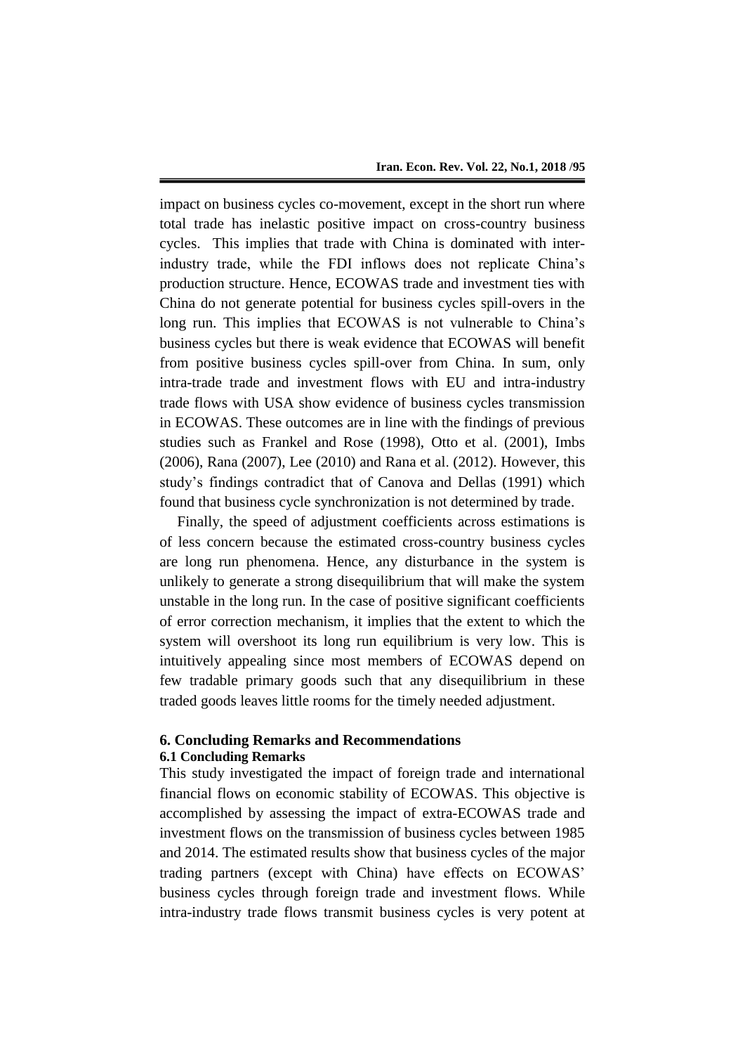impact on business cycles co-movement, except in the short run where total trade has inelastic positive impact on cross-country business cycles. This implies that trade with China is dominated with inter-industry trade, while the FDI inflows does not replicate China's production structure. Hence, ECOWAS trade and investment ties with China do not generate potential for business cycles spill-overs in the long run. This implies that ECOWAS is not vulnerable to China's business cycles but there is weak evidence that ECOWAS will benefit from positive business cycles spill-over from China. In sum, only intra-trade trade and investment flows with EU and intra-industry trade flows with USA show evidence of business cycles transmission in ECOWAS. These outcomes are in line with the findings of previous studies such as Frankel and Rose (1998), Otto et al. (2001), Imbs (2006), Rana (2007), Lee (2010) and Rana et al. (2012). However, this study's findings contradict that of Canova and Dellas (1991) which found that business cycle synchronization is not determined by trade.

Finally, the speed of adjustment coefficients across estimations is of less concern because the estimated cross-country business cycles are long run phenomena. Hence, any disturbance in the system is unlikely to generate a strong disequilibrium that will make the system unstable in the long run. In the case of positive significant coefficients of error correction mechanism, it implies that the extent to which the system will overshoot its long run equilibrium is very low. This is intuitively appealing since most members of ECOWAS depend on few tradable primary goods such that any disequilibrium in these traded goods leaves little rooms for the timely needed adjustment.

## 6. Concluding Remarks and Recommendations

### 6.1 Concluding Remarks

This study investigated the impact of foreign trade and international financial flows on economic stability of ECOWAS. This objective is accomplished by assessing the impact of extra-ECOWAS trade and investment flows on the transmission of business cycles between 1985 and 2014. The estimated results show that business cycles of the major trading partners (except with China) have effects on ECOWAS' business cycles through foreign trade and investment flows. While intra-industry trade flows transmit business cycles is very potent at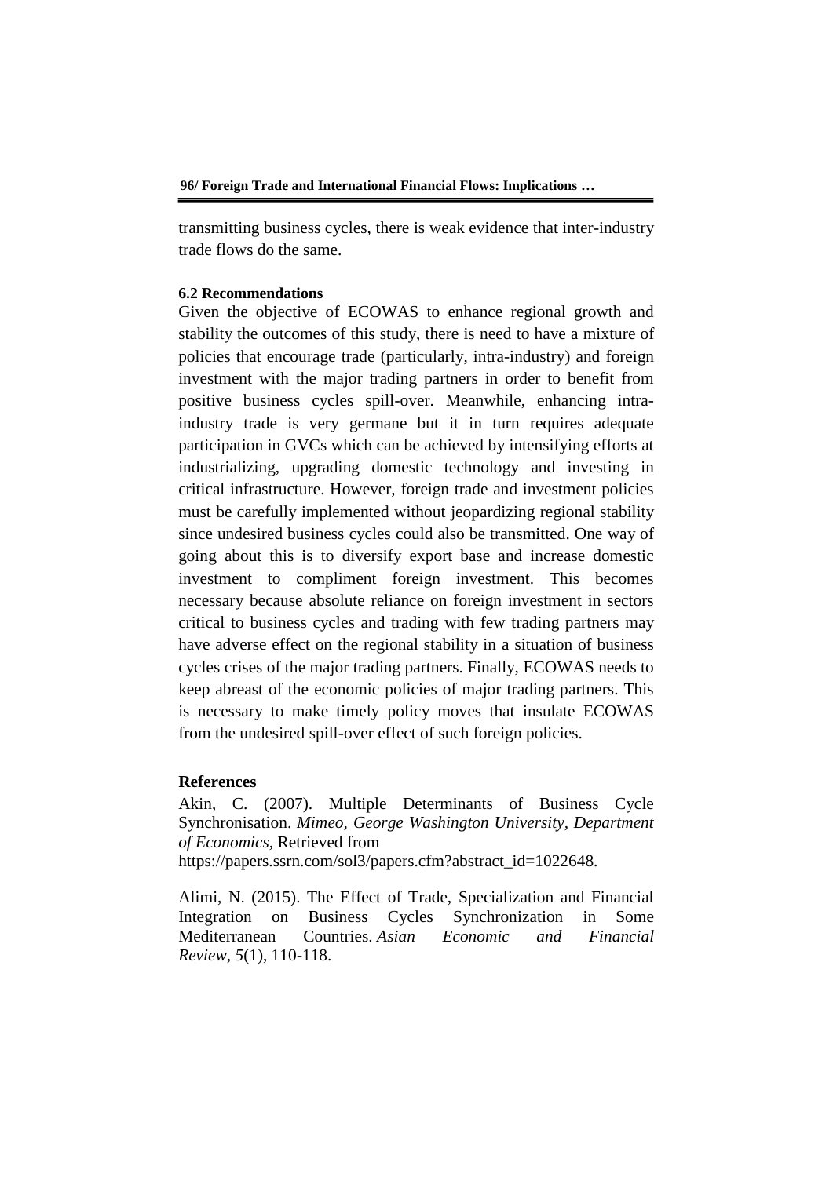transmitting business cycles, there is weak evidence that inter-industry trade flows do the same.

### 6.2 Recommendations

Given the objective of ECOWAS to enhance regional growth and stability the outcomes of this study, there is need to have a mixture of policies that encourage trade (particularly, intra-industry) and foreign investment with the major trading partners in order to benefit from positive business cycles spill-over. Meanwhile, enhancing intra-industry trade is very germane but it in turn requires adequate participation in GVCs which can be achieved by intensifying efforts at industrializing, upgrading domestic technology and investing in critical infrastructure. However, foreign trade and investment policies must be carefully implemented without jeopardizing regional stability since undesired business cycles could also be transmitted. One way of going about this is to diversify export base and increase domestic investment to compliment foreign investment. This becomes necessary because absolute reliance on foreign investment in sectors critical to business cycles and trading with few trading partners may have adverse effect on the regional stability in a situation of business cycles crises of the major trading partners. Finally, ECOWAS needs to keep abreast of the economic policies of major trading partners. This is necessary to make timely policy moves that insulate ECOWAS from the undesired spill-over effect of such foreign policies.

## References

Akin, C. (2007). Multiple Determinants of Business Cycle Synchronisation. *Mimeo, George Washington University, Department of Economics*, Retrieved from https://papers.ssrn.com/sol3/papers.cfm?abstract_id=1022648.

Alimi, N. (2015). The Effect of Trade, Specialization and Financial Integration on Business Cycles Synchronization in Some Mediterranean Countries. *Asian Economic and Financial Review*, *5*(1), 110-118.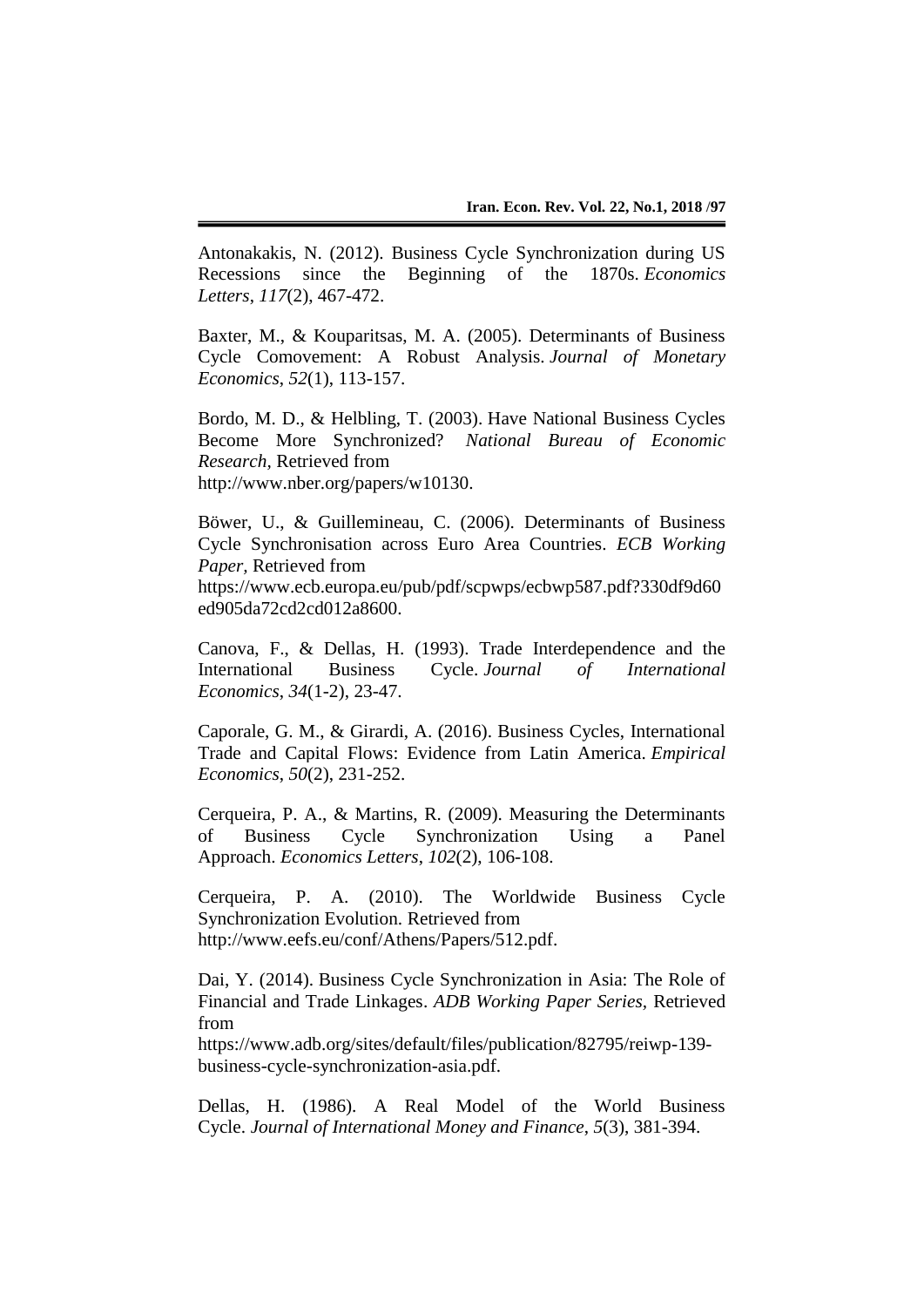Antonakakis, N. (2012). Business Cycle Synchronization during US Recessions since the Beginning of the 1870s. *Economics Letters*, *117*(2), 467-472.

Baxter, M., & Kouparitsas, M. A. (2005). Determinants of Business Cycle Comovement: A Robust Analysis. *Journal of Monetary Economics*, *52*(1), 113-157.

Bordo, M. D., & Helbling, T. (2003). Have National Business Cycles Become More Synchronized? *National Bureau of Economic Research*, Retrieved from http://www.nber.org/papers/w10130.

Böwer, U., & Guillemineau, C. (2006). Determinants of Business Cycle Synchronisation across Euro Area Countries. *ECB Working Paper*, Retrieved from https://www.ecb.europa.eu/pub/pdf/scpwps/ecbwp587.pdf?330df9d60ed905da72cd2cd012a8600.

Canova, F., & Dellas, H. (1993). Trade Interdependence and the International Business Cycle. *Journal of International Economics*, *34*(1-2), 23-47.

Caporale, G. M., & Girardi, A. (2016). Business Cycles, International Trade and Capital Flows: Evidence from Latin America. *Empirical Economics*, *50*(2), 231-252.

Cerqueira, P. A., & Martins, R. (2009). Measuring the Determinants of Business Cycle Synchronization Using a Panel Approach. *Economics Letters*, *102*(2), 106-108.

Cerqueira, P. A. (2010). The Worldwide Business Cycle Synchronization Evolution. Retrieved from http://www.eefs.eu/conf/Athens/Papers/512.pdf.

Dai, Y. (2014). Business Cycle Synchronization in Asia: The Role of Financial and Trade Linkages. *ADB Working Paper Series*, Retrieved from https://www.adb.org/sites/default/files/publication/82795/reiwp-139-business-cycle-synchronization-asia.pdf.

Dellas, H. (1986). A Real Model of the World Business Cycle. *Journal of International Money and Finance*, *5*(3), 381-394.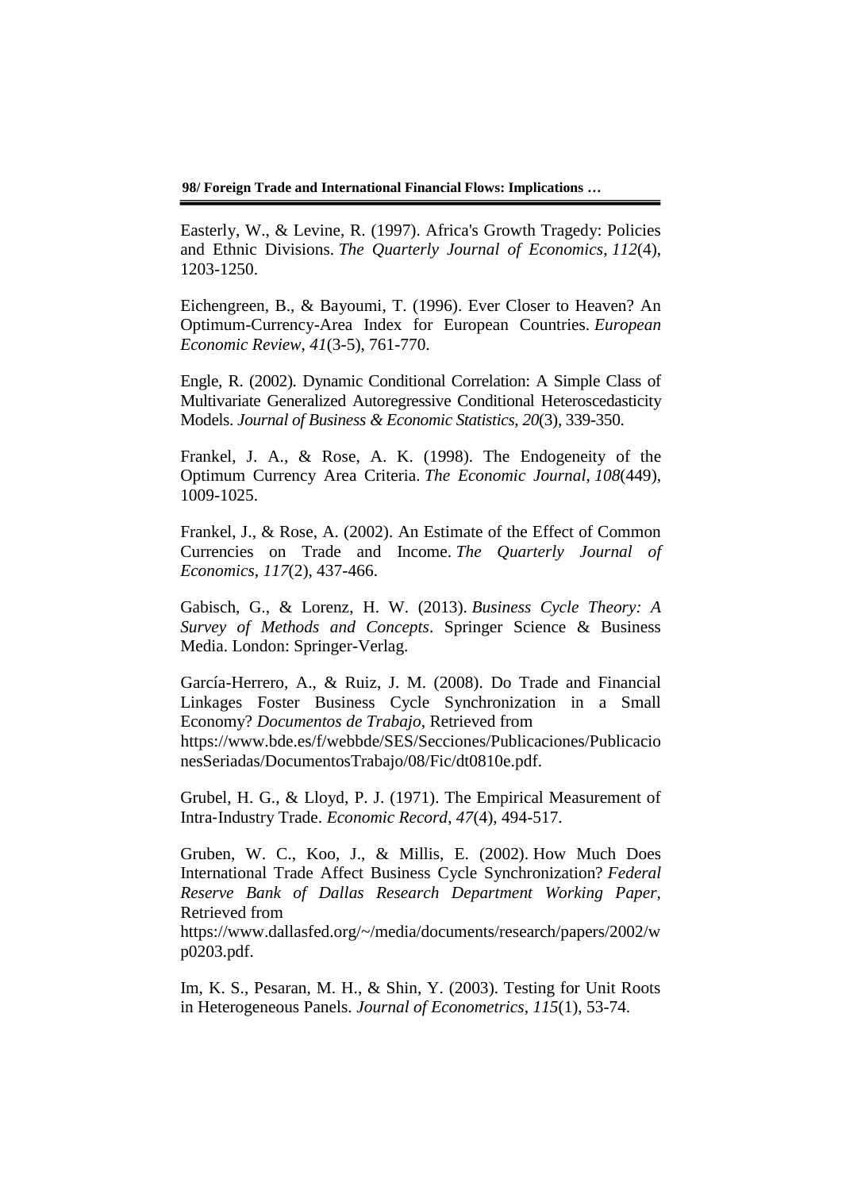Easterly, W., & Levine, R. (1997). Africa's Growth Tragedy: Policies and Ethnic Divisions. *The Quarterly Journal of Economics*, *112*(4), 1203-1250.

Eichengreen, B., & Bayoumi, T. (1996). Ever Closer to Heaven? An Optimum-Currency-Area Index for European Countries. *European Economic Review*, *41*(3-5), 761-770.

Engle, R. (2002). Dynamic Conditional Correlation: A Simple Class of Multivariate Generalized Autoregressive Conditional Heteroscedasticity Models. *Journal of Business & Economic Statistics*, *20*(3), 339-350.

Frankel, J. A., & Rose, A. K. (1998). The Endogeneity of the Optimum Currency Area Criteria. *The Economic Journal*, *108*(449), 1009-1025.

Frankel, J., & Rose, A. (2002). An Estimate of the Effect of Common Currencies on Trade and Income. *The Quarterly Journal of Economics*, *117*(2), 437-466.

Gabisch, G., & Lorenz, H. W. (2013). *Business Cycle Theory: A Survey of Methods and Concepts*. Springer Science & Business Media. London: Springer-Verlag.

García-Herrero, A., & Ruiz, J. M. (2008). Do Trade and Financial Linkages Foster Business Cycle Synchronization in a Small Economy? *Documentos de Trabajo*, Retrieved from https://www.bde.es/f/webbde/SES/Secciones/Publicaciones/PublicacionesSeriadas/DocumentosTrabajo/08/Fic/dt0810e.pdf.

Grubel, H. G., & Lloyd, P. J. (1971). The Empirical Measurement of Intra‐Industry Trade. *Economic Record*, *47*(4), 494-517.

Gruben, W. C., Koo, J., & Millis, E. (2002). How Much Does International Trade Affect Business Cycle Synchronization? *Federal Reserve Bank of Dallas Research Department Working Paper*, Retrieved from https://www.dallasfed.org/~/media/documents/research/papers/2002/wp0203.pdf.

Im, K. S., Pesaran, M. H., & Shin, Y. (2003). Testing for Unit Roots in Heterogeneous Panels. *Journal of Econometrics*, *115*(1), 53-74.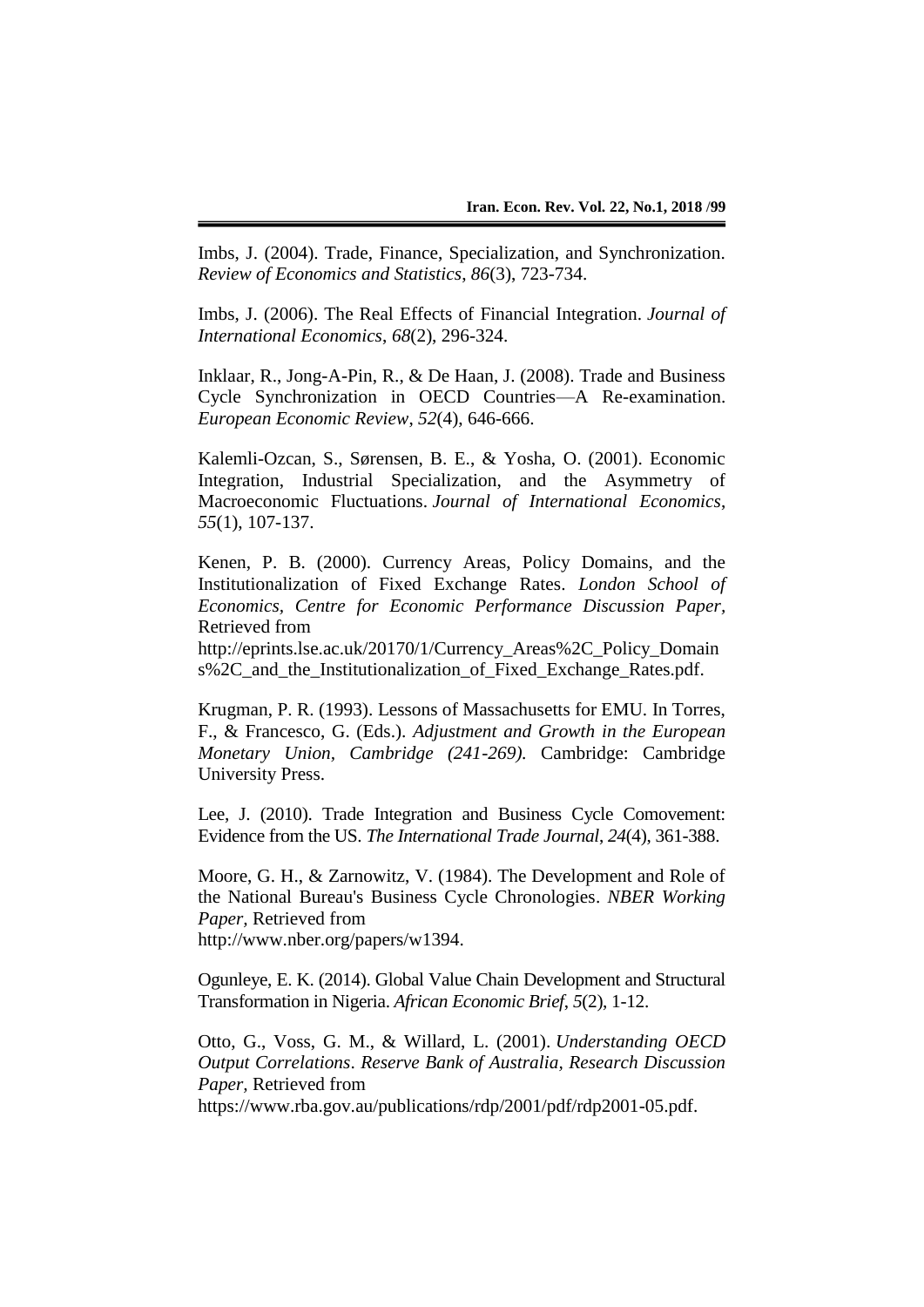Imbs, J. (2004). Trade, Finance, Specialization, and Synchronization. *Review of Economics and Statistics*, *86*(3), 723-734.

Imbs, J. (2006). The Real Effects of Financial Integration. *Journal of International Economics*, *68*(2), 296-324.

Inklaar, R., Jong-A-Pin, R., & De Haan, J. (2008). Trade and Business Cycle Synchronization in OECD Countries—A Re-examination. *European Economic Review*, *52*(4), 646-666.

Kalemli-Ozcan, S., Sørensen, B. E., & Yosha, O. (2001). Economic Integration, Industrial Specialization, and the Asymmetry of Macroeconomic Fluctuations. *Journal of International Economics*, *55*(1), 107-137.

Kenen, P. B. (2000). Currency Areas, Policy Domains, and the Institutionalization of Fixed Exchange Rates. *London School of Economics, Centre for Economic Performance Discussion Paper*, Retrieved from http://eprints.lse.ac.uk/20170/1/Currency_Areas%2C_Policy_Domains%2C_and_the_Institutionalization_of_Fixed_Exchange_Rates.pdf.

Krugman, P. R. (1993). Lessons of Massachusetts for EMU. In Torres, F., & Francesco, G. (Eds.). *Adjustment and Growth in the European Monetary Union, Cambridge (241-269).* Cambridge: Cambridge University Press.

Lee, J. (2010). Trade Integration and Business Cycle Comovement: Evidence from the US. *The International Trade Journal*, *24*(4), 361-388.

Moore, G. H., & Zarnowitz, V. (1984). The Development and Role of the National Bureau's Business Cycle Chronologies. *NBER Working Paper*, Retrieved from http://www.nber.org/papers/w1394.

Ogunleye, E. K. (2014). Global Value Chain Development and Structural Transformation in Nigeria. *African Economic Brief*, *5*(2), 1-12.

Otto, G., Voss, G. M., & Willard, L. (2001). *Understanding OECD Output Correlations*. *Reserve Bank of Australia, Research Discussion Paper*, Retrieved from https://www.rba.gov.au/publications/rdp/2001/pdf/rdp2001-05.pdf.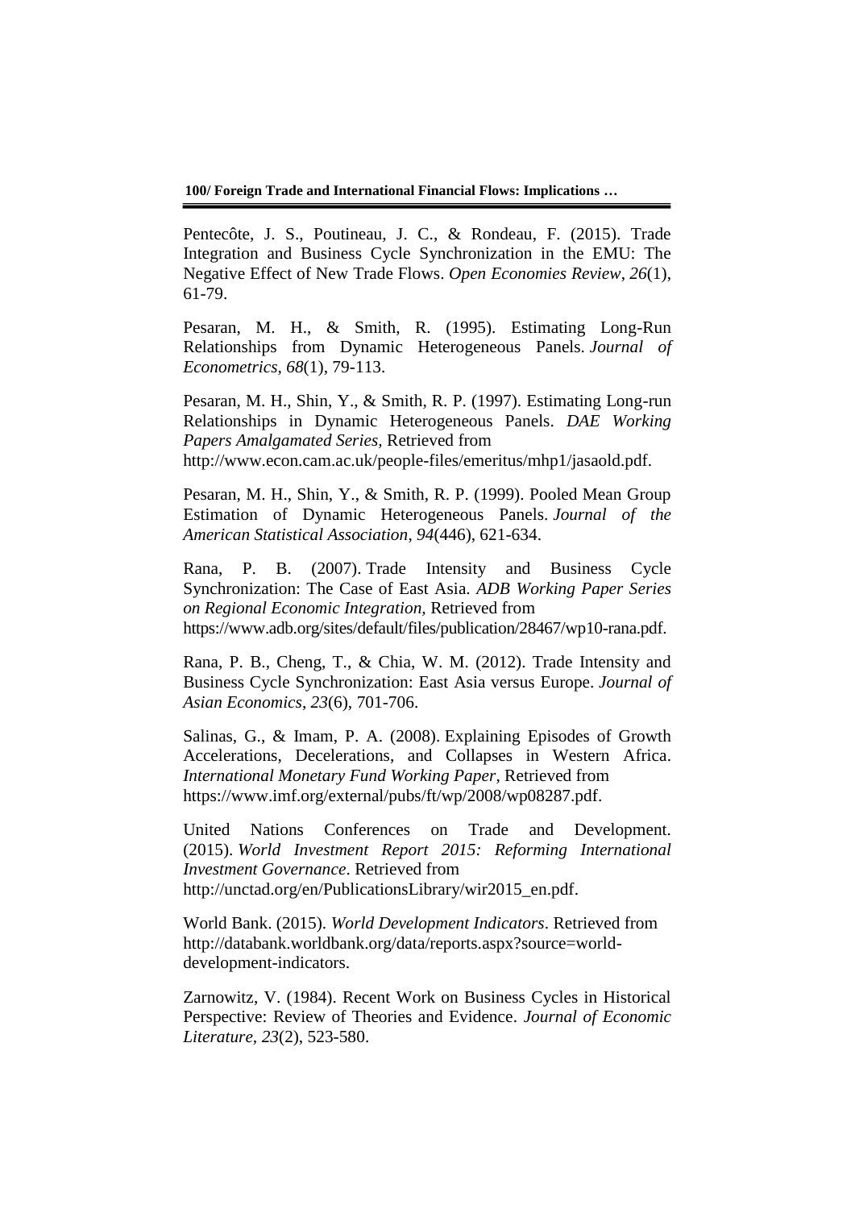Pentecôte, J. S., Poutineau, J. C., & Rondeau, F. (2015). Trade Integration and Business Cycle Synchronization in the EMU: The Negative Effect of New Trade Flows. *Open Economies Review*, *26*(1), 61-79.

Pesaran, M. H., & Smith, R. (1995). Estimating Long-Run Relationships from Dynamic Heterogeneous Panels. *Journal of Econometrics*, *68*(1), 79-113.

Pesaran, M. H., Shin, Y., & Smith, R. P. (1997). Estimating Long-run Relationships in Dynamic Heterogeneous Panels. *DAE Working Papers Amalgamated Series*, Retrieved from http://www.econ.cam.ac.uk/people-files/emeritus/mhp1/jasaold.pdf.

Pesaran, M. H., Shin, Y., & Smith, R. P. (1999). Pooled Mean Group Estimation of Dynamic Heterogeneous Panels. *Journal of the American Statistical Association*, *94*(446), 621-634.

Rana, P. B. (2007). Trade Intensity and Business Cycle Synchronization: The Case of East Asia. *ADB Working Paper Series on Regional Economic Integration*, Retrieved from https://www.adb.org/sites/default/files/publication/28467/wp10-rana.pdf.

Rana, P. B., Cheng, T., & Chia, W. M. (2012). Trade Intensity and Business Cycle Synchronization: East Asia versus Europe. *Journal of Asian Economics*, *23*(6), 701-706.

Salinas, G., & Imam, P. A. (2008). Explaining Episodes of Growth Accelerations, Decelerations, and Collapses in Western Africa. *International Monetary Fund Working Paper*, Retrieved from https://www.imf.org/external/pubs/ft/wp/2008/wp08287.pdf.

United Nations Conferences on Trade and Development. (2015). *World Investment Report 2015: Reforming International Investment Governance*. Retrieved from http://unctad.org/en/PublicationsLibrary/wir2015_en.pdf.

World Bank. (2015). *World Development Indicators*. Retrieved from http://databank.worldbank.org/data/reports.aspx?source=world-development-indicators.

Zarnowitz, V. (1984). Recent Work on Business Cycles in Historical Perspective: Review of Theories and Evidence. *Journal of Economic Literature*, *23*(2), 523-580.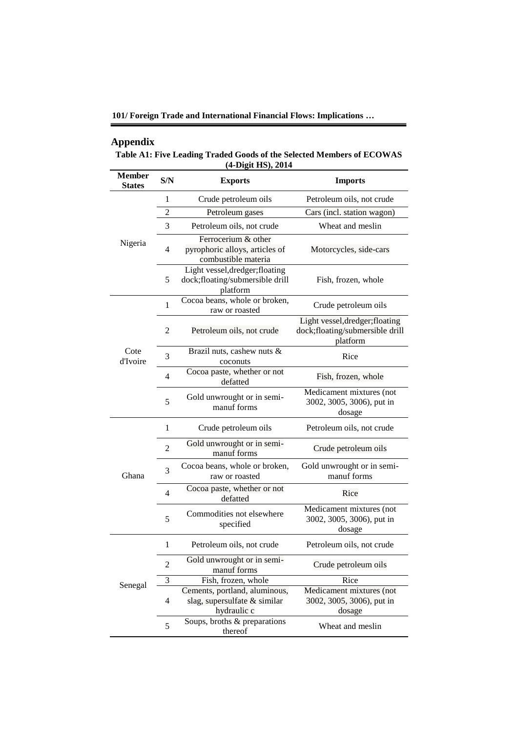## Appendix

**Table A1: Five Leading Traded Goods of the Selected Members of ECOWAS (4-Digit HS), 2014**

| Member States | S/N | Exports | Imports |
|---|---|---|---|
| Nigeria | 1 | Crude petroleum oils | Petroleum oils, not crude |
| | 2 | Petroleum gases | Cars (incl. station wagon) |
| | 3 | Petroleum oils, not crude | Wheat and meslin |
| | 4 | Ferrocerium & other pyrophoric alloys, articles of combustible materia | Motorcycles, side-cars |
| | 5 | Light vessel,dredger;floating dock;floating/submersible drill platform | Fish, frozen, whole |
| Cote d'Ivoire | 1 | Cocoa beans, whole or broken, raw or roasted | Crude petroleum oils |
| | 2 | Petroleum oils, not crude | Light vessel,dredger;floating dock;floating/submersible drill platform |
| | 3 | Brazil nuts, cashew nuts & coconuts | Rice |
| | 4 | Cocoa paste, whether or not defatted | Fish, frozen, whole |
| | 5 | Gold unwrought or in semi-manuf forms | Medicament mixtures (not 3002, 3005, 3006), put in dosage |
| Ghana | 1 | Crude petroleum oils | Petroleum oils, not crude |
| | 2 | Gold unwrought or in semi-manuf forms | Crude petroleum oils |
| | 3 | Cocoa beans, whole or broken, raw or roasted | Gold unwrought or in semi-manuf forms |
| | 4 | Cocoa paste, whether or not defatted | Rice |
| | 5 | Commodities not elsewhere specified | Medicament mixtures (not 3002, 3005, 3006), put in dosage |
| Senegal | 1 | Petroleum oils, not crude | Petroleum oils, not crude |
| | 2 | Gold unwrought or in semi-manuf forms | Crude petroleum oils |
| | 3 | Fish, frozen, whole | Rice |
| | 4 | Cements, portland, aluminous, slag, supersulfate & similar hydraulic c | Medicament mixtures (not 3002, 3005, 3006), put in dosage |
| | 5 | Soups, broths & preparations thereof | Wheat and meslin |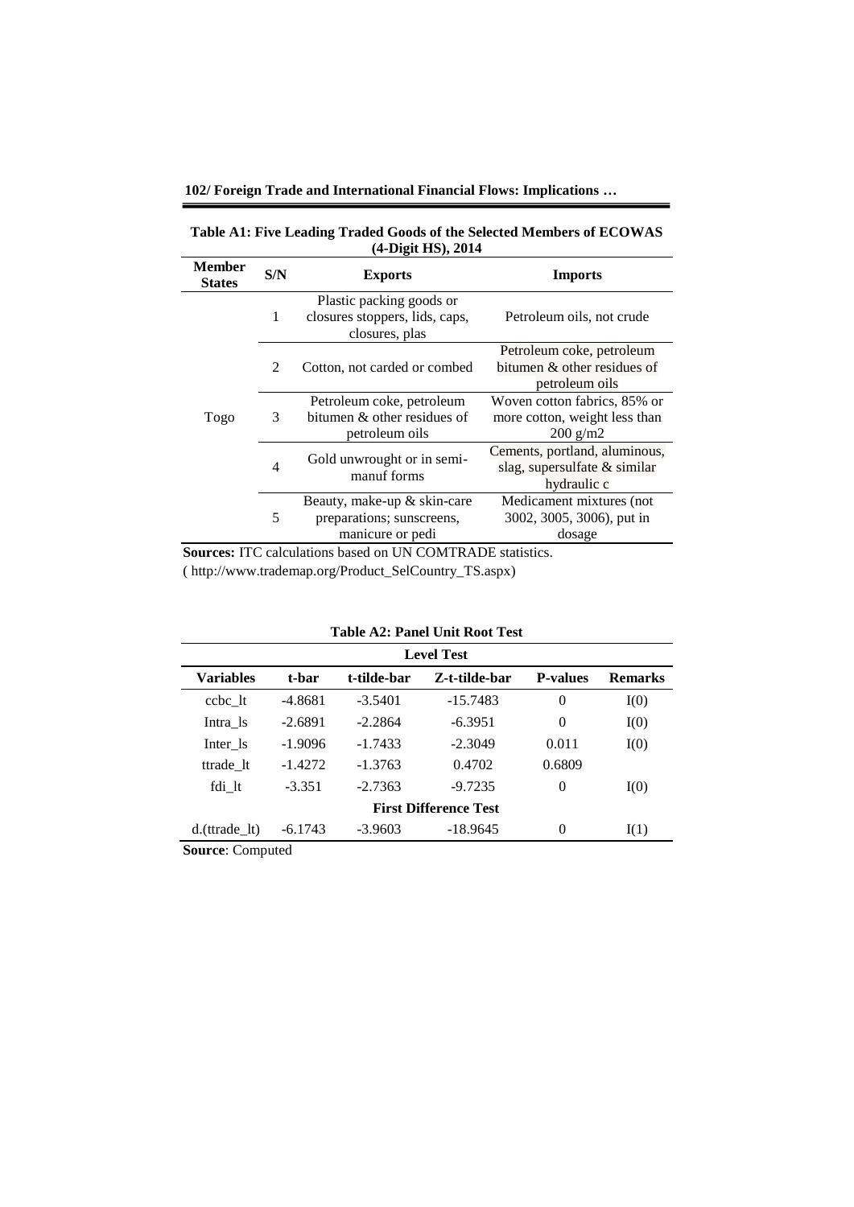**Table A1: Five Leading Traded Goods of the Selected Members of ECOWAS (4-Digit HS), 2014**

| Member States | S/N | Exports | Imports |
|---|---|---|---|
| Togo | 1 | Plastic packing goods or closures stoppers, lids, caps, closures, plas | Petroleum oils, not crude |
| | 2 | Cotton, not carded or combed | Petroleum coke, petroleum bitumen & other residues of petroleum oils |
| | 3 | Petroleum coke, petroleum bitumen & other residues of petroleum oils | Woven cotton fabrics, 85% or more cotton, weight less than 200 g/m2 |
| | 4 | Gold unwrought or in semi-manuf forms | Cements, portland, aluminous, slag, supersulfate & similar hydraulic c |
| | 5 | Beauty, make-up & skin-care preparations; sunscreens, manicure or pedi | Medicament mixtures (not 3002, 3005, 3006), put in dosage |

**Sources:** ITC calculations based on UN COMTRADE statistics.
( http://www.trademap.org/Product_SelCountry_TS.aspx)

**Table A2: Panel Unit Root Test**

| Level Test | | | | | |
|---|---|---|---|---|---|
| **Variables** | **t-bar** | **t-tilde-bar** | **Z-t-tilde-bar** | **P-values** | **Remarks** |
| ccbc_lt | -4.8681 | -3.5401 | -15.7483 | 0 | I(0) |
| Intra_ls | -2.6891 | -2.2864 | -6.3951 | 0 | I(0) |
| Inter_ls | -1.9096 | -1.7433 | -2.3049 | 0.011 | I(0) |
| ttrade_lt | -1.4272 | -1.3763 | 0.4702 | 0.6809 | |
| fdi_lt | -3.351 | -2.7363 | -9.7235 | 0 | I(0) |
| **First Difference Test** | | | | | |
| d.(ttrade_lt) | -6.1743 | -3.9603 | -18.9645 | 0 | I(1) |

**Source**: Computed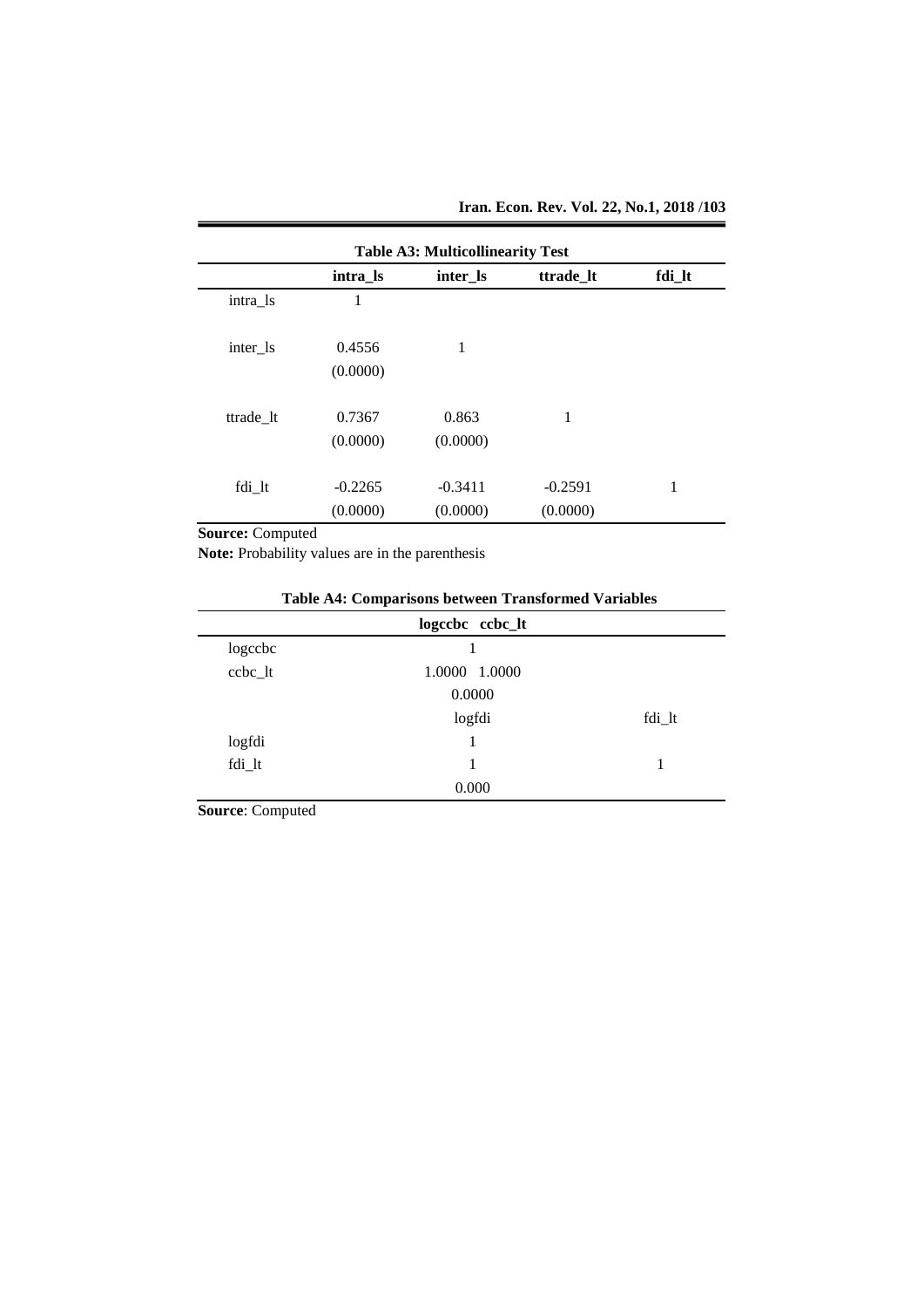**Table A3: Multicollinearity Test**

| | intra_ls | inter_ls | ttrade_lt | fdi_lt |
|---|---|---|---|---|
| intra_ls | 1 | | | |
| inter_ls | 0.4556 | 1 | | |
| | (0.0000) | | | |
| ttrade_lt | 0.7367 | 0.863 | 1 | |
| | (0.0000) | (0.0000) | | |
| fdi_lt | -0.2265 | -0.3411 | -0.2591 | 1 |
| | (0.0000) | (0.0000) | (0.0000) | |

**Source:** Computed

**Note:** Probability values are in the parenthesis

**Table A4: Comparisons between Transformed Variables**

| | logccbc ccbc_lt | |
|---|---|---|
| logccbc | 1 | |
| ccbc_lt | 1.0000 1.0000 | |
| | 0.0000 | |
| | logfdi | fdi_lt |
| logfdi | 1 | |
| fdi_lt | 1 | 1 |
| | 0.000 | |

**Source**: Computed